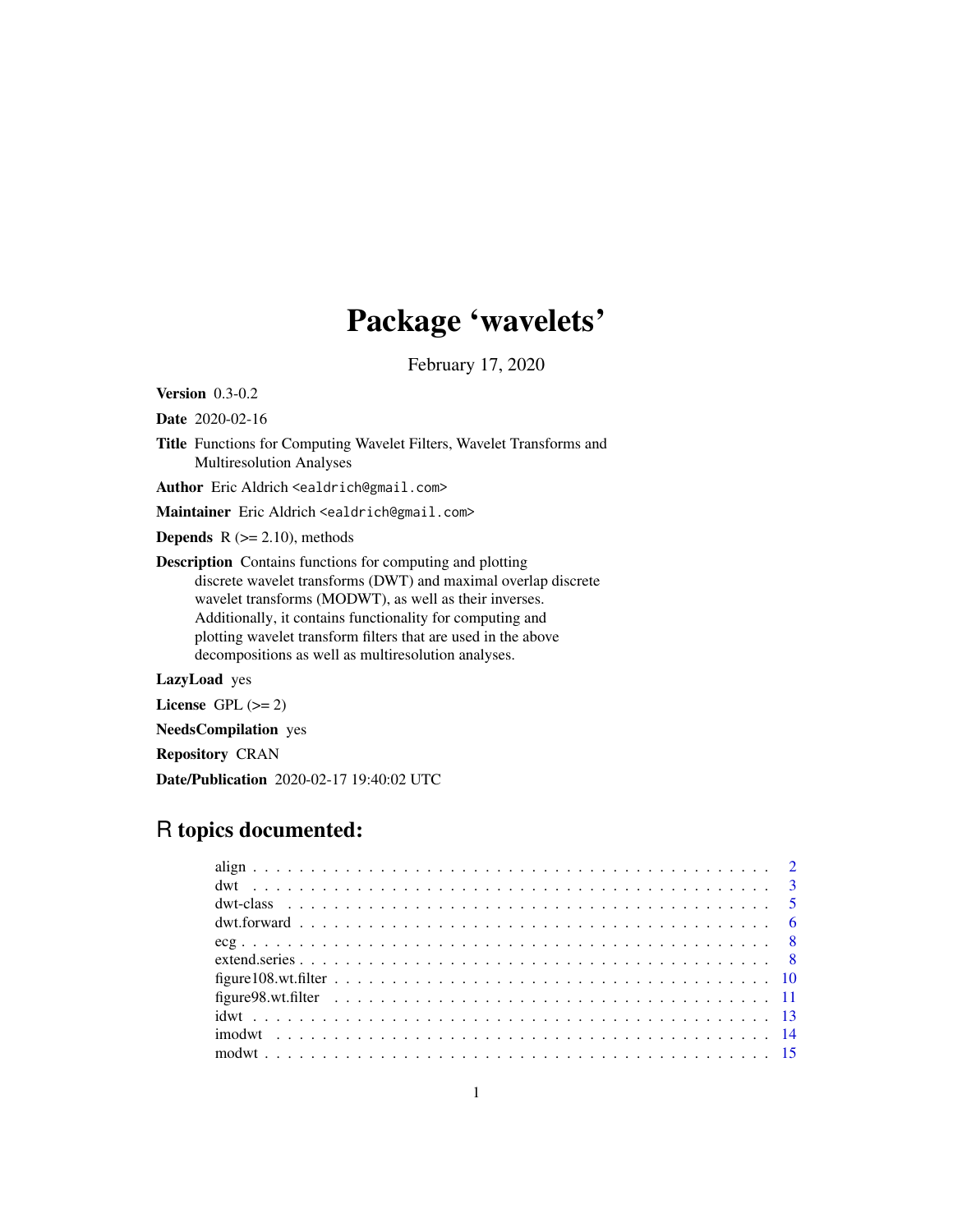# Package 'wavelets'

February 17, 2020

**Version** 0.3-0.2

**Date** 2020-02-16

**Title** Functions for Computing Wavelet Filters, Wavelet Transforms and Multiresolution Analyses

**Author** Eric Aldrich <ealdrich@gmail.com>

**Maintainer** Eric Aldrich <ealdrich@gmail.com>

**Depends** R (>= 2.10), methods

**Description** Contains functions for computing and plotting discrete wavelet transforms (DWT) and maximal overlap discrete wavelet transforms (MODWT), as well as their inverses. Additionally, it contains functionality for computing and plotting wavelet transform filters that are used in the above decompositions as well as multiresolution analyses.

**LazyLoad** yes

**License** GPL (>= 2)

**NeedsCompilation** yes

**Repository** CRAN

**Date/Publication** 2020-02-17 19:40:02 UTC

## R topics documented:

- align . . . . . . . . . . . . . . . . . . . . . . . . . . . . . . . . . . . . . . . . . . . 2
- dwt . . . . . . . . . . . . . . . . . . . . . . . . . . . . . . . . . . . . . . . . . . . 3
- dwt-class . . . . . . . . . . . . . . . . . . . . . . . . . . . . . . . . . . . . . . . . 5
- dwt.forward . . . . . . . . . . . . . . . . . . . . . . . . . . . . . . . . . . . . . . 6
- ecg . . . . . . . . . . . . . . . . . . . . . . . . . . . . . . . . . . . . . . . . . . . 8
- extend.series . . . . . . . . . . . . . . . . . . . . . . . . . . . . . . . . . . . . . 8
- figure108.wt.filter . . . . . . . . . . . . . . . . . . . . . . . . . . . . . . . . . . 10
- figure98.wt.filter . . . . . . . . . . . . . . . . . . . . . . . . . . . . . . . . . . 11
- idwt . . . . . . . . . . . . . . . . . . . . . . . . . . . . . . . . . . . . . . . . . . 13
- imodwt . . . . . . . . . . . . . . . . . . . . . . . . . . . . . . . . . . . . . . . . . 14
- modwt . . . . . . . . . . . . . . . . . . . . . . . . . . . . . . . . . . . . . . . . . 15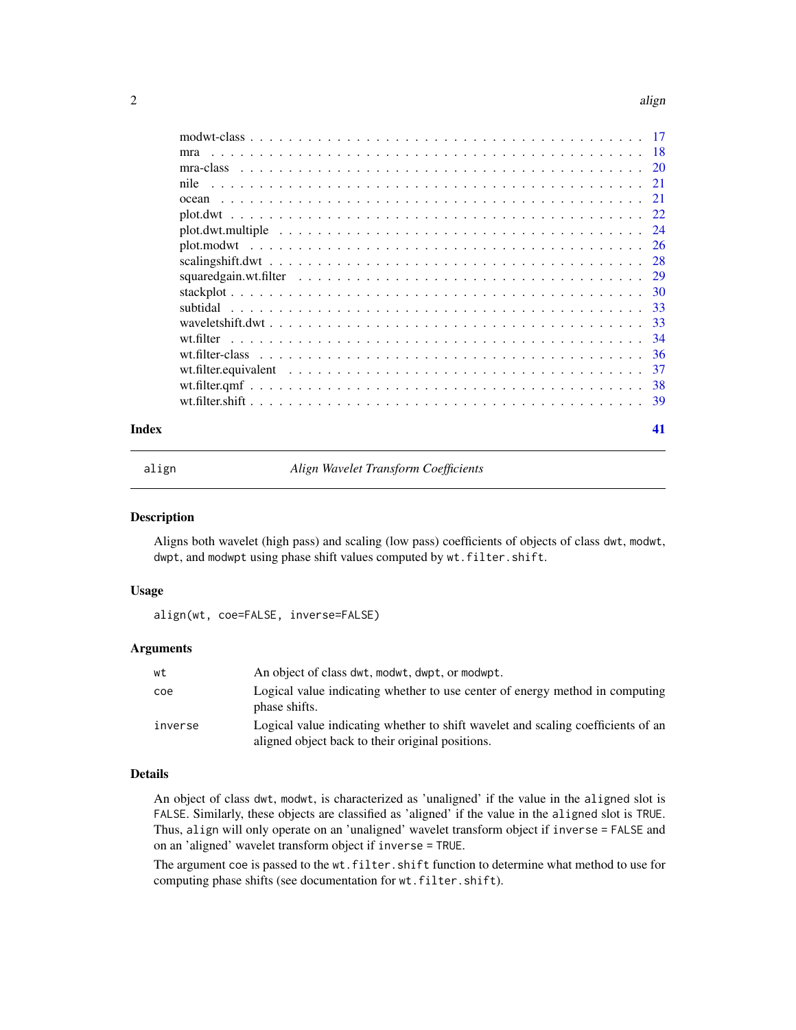modwt-class . . . . . . . . . . . . . . . . . . . . . . . . . . . . . . . . . . . . . . . 17
mra . . . . . . . . . . . . . . . . . . . . . . . . . . . . . . . . . . . . . . . . . . . . 18
mra-class . . . . . . . . . . . . . . . . . . . . . . . . . . . . . . . . . . . . . . . . . 20
nile . . . . . . . . . . . . . . . . . . . . . . . . . . . . . . . . . . . . . . . . . . . . 21
ocean . . . . . . . . . . . . . . . . . . . . . . . . . . . . . . . . . . . . . . . . . . . 21
plot.dwt . . . . . . . . . . . . . . . . . . . . . . . . . . . . . . . . . . . . . . . . . . 22
plot.dwt.multiple . . . . . . . . . . . . . . . . . . . . . . . . . . . . . . . . . . . . . 24
plot.modwt . . . . . . . . . . . . . . . . . . . . . . . . . . . . . . . . . . . . . . . . 26
scalingshift.dwt . . . . . . . . . . . . . . . . . . . . . . . . . . . . . . . . . . . . . . 28
squaredgain.wt.filter . . . . . . . . . . . . . . . . . . . . . . . . . . . . . . . . . . . 29
stackplot . . . . . . . . . . . . . . . . . . . . . . . . . . . . . . . . . . . . . . . . . 30
subtidal . . . . . . . . . . . . . . . . . . . . . . . . . . . . . . . . . . . . . . . . . . 33
waveletshift.dwt . . . . . . . . . . . . . . . . . . . . . . . . . . . . . . . . . . . . . . 33
wt.filter . . . . . . . . . . . . . . . . . . . . . . . . . . . . . . . . . . . . . . . . . . 34
wt.filter-class . . . . . . . . . . . . . . . . . . . . . . . . . . . . . . . . . . . . . . . 36
wt.filter.equivalent . . . . . . . . . . . . . . . . . . . . . . . . . . . . . . . . . . . . 37
wt.filter.qmf . . . . . . . . . . . . . . . . . . . . . . . . . . . . . . . . . . . . . . . . 38
wt.filter.shift . . . . . . . . . . . . . . . . . . . . . . . . . . . . . . . . . . . . . . . 39

**Index** 41

---

`align` *Align Wavelet Transform Coefficients*

---

## Description

Aligns both wavelet (high pass) and scaling (low pass) coefficients of objects of class `dwt`, `modwt`, `dwpt`, and `modwpt` using phase shift values computed by `wt.filter.shift`.

## Usage

```
align(wt, coe=FALSE, inverse=FALSE)
```

## Arguments

| | |
|---|---|
| `wt` | An object of class `dwt`, `modwt`, `dwpt`, or `modwpt`. |
| `coe` | Logical value indicating whether to use center of energy method in computing phase shifts. |
| `inverse` | Logical value indicating whether to shift wavelet and scaling coefficients of an aligned object back to their original positions. |

## Details

An object of class `dwt`, `modwt`, is characterized as 'unaligned' if the value in the `aligned` slot is `FALSE`. Similarly, these objects are classified as 'aligned' if the value in the `aligned` slot is `TRUE`. Thus, `align` will only operate on an 'unaligned' wavelet transform object if `inverse = FALSE` and on an 'aligned' wavelet transform object if `inverse = TRUE`.

The argument `coe` is passed to the `wt.filter.shift` function to determine what method to use for computing phase shifts (see documentation for `wt.filter.shift`).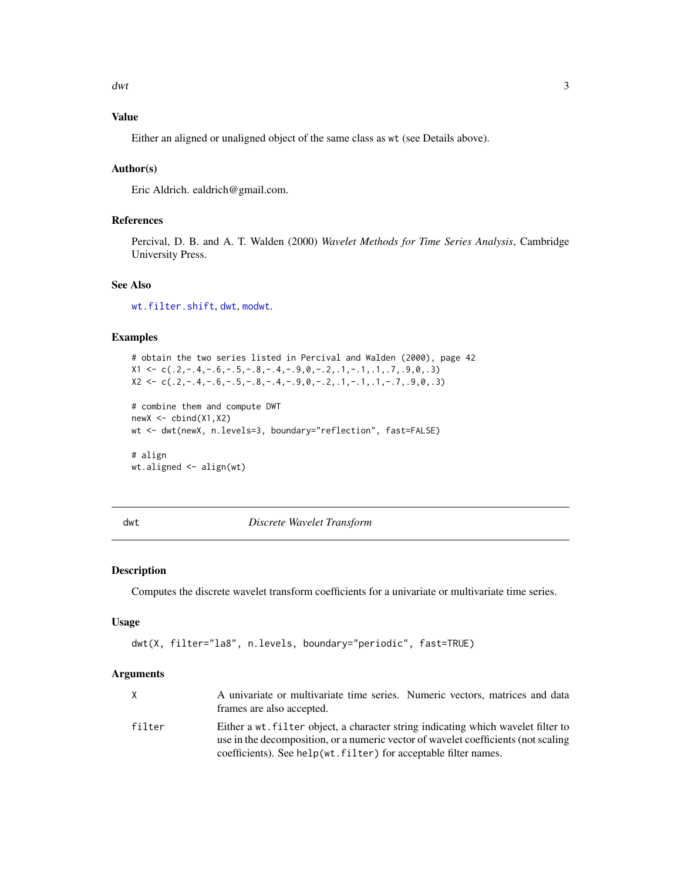### Value

Either an aligned or unaligned object of the same class as `wt` (see Details above).

### Author(s)

Eric Aldrich. ealdrich@gmail.com.

### References

Percival, D. B. and A. T. Walden (2000) *Wavelet Methods for Time Series Analysis*, Cambridge University Press.

### See Also

`wt.filter.shift`, `dwt`, `modwt`.

### Examples

```
# obtain the two series listed in Percival and Walden (2000), page 42
X1 <- c(.2,-.4,-.6,-.5,-.8,-.4,-.9,0,-.2,.1,-.1,.1,.7,.9,0,.3)
X2 <- c(.2,-.4,-.6,-.5,-.8,-.4,-.9,0,-.2,.1,-.1,.1,-.7,.9,0,.3)

# combine them and compute DWT
newX <- cbind(X1,X2)
wt <- dwt(newX, n.levels=3, boundary="reflection", fast=FALSE)

# align
wt.aligned <- align(wt)
```

---

## dwt *Discrete Wavelet Transform*

---

### Description

Computes the discrete wavelet transform coefficients for a univariate or multivariate time series.

### Usage

```
dwt(X, filter="la8", n.levels, boundary="periodic", fast=TRUE)
```

### Arguments

| | |
|---|---|
| `X` | A univariate or multivariate time series. Numeric vectors, matrices and data frames are also accepted. |
| `filter` | Either a `wt.filter` object, a character string indicating which wavelet filter to use in the decomposition, or a numeric vector of wavelet coefficients (not scaling coefficients). See `help(wt.filter)` for acceptable filter names. |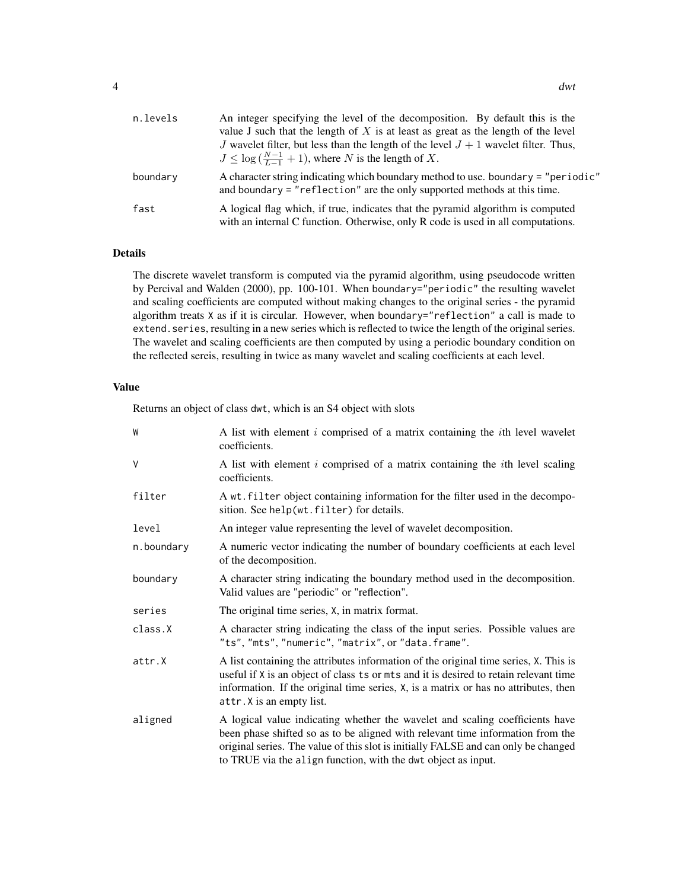n.levels
: An integer specifying the level of the decomposition. By default this is the value J such that the length of $X$ is at least as great as the length of the level $J$ wavelet filter, but less than the length of the level $J+1$ wavelet filter. Thus, $J \leq \log\left(\frac{N-1}{L-1}+1\right)$, where $N$ is the length of $X$.

boundary
: A character string indicating which boundary method to use. `boundary = "periodic"` and `boundary = "reflection"` are the only supported methods at this time.

fast
: A logical flag which, if true, indicates that the pyramid algorithm is computed with an internal C function. Otherwise, only R code is used in all computations.

## Details

The discrete wavelet transform is computed via the pyramid algorithm, using pseudocode written by Percival and Walden (2000), pp. 100-101. When `boundary="periodic"` the resulting wavelet and scaling coefficients are computed without making changes to the original series - the pyramid algorithm treats `X` as if it is circular. However, when `boundary="reflection"` a call is made to `extend.series`, resulting in a new series which is reflected to twice the length of the original series. The wavelet and scaling coefficients are then computed by using a periodic boundary condition on the reflected sereis, resulting in twice as many wavelet and scaling coefficients at each level.

## Value

Returns an object of class `dwt`, which is an S4 object with slots

W
: A list with element $i$ comprised of a matrix containing the $i$th level wavelet coefficients.

V
: A list with element $i$ comprised of a matrix containing the $i$th level scaling coefficients.

filter
: A `wt.filter` object containing information for the filter used in the decomposition. See `help(wt.filter)` for details.

level
: An integer value representing the level of wavelet decomposition.

n.boundary
: A numeric vector indicating the number of boundary coefficients at each level of the decomposition.

boundary
: A character string indicating the boundary method used in the decomposition. Valid values are "periodic" or "reflection".

series
: The original time series, `X`, in matrix format.

class.X
: A character string indicating the class of the input series. Possible values are `"ts"`, `"mts"`, `"numeric"`, `"matrix"`, or `"data.frame"`.

attr.X
: A list containing the attributes information of the original time series, `X`. This is useful if `X` is an object of class `ts` or `mts` and it is desired to retain relevant time information. If the original time series, `X`, is a matrix or has no attributes, then `attr.X` is an empty list.

aligned
: A logical value indicating whether the wavelet and scaling coefficients have been phase shifted so as to be aligned with relevant time information from the original series. The value of this slot is initially FALSE and can only be changed to TRUE via the `align` function, with the `dwt` object as input.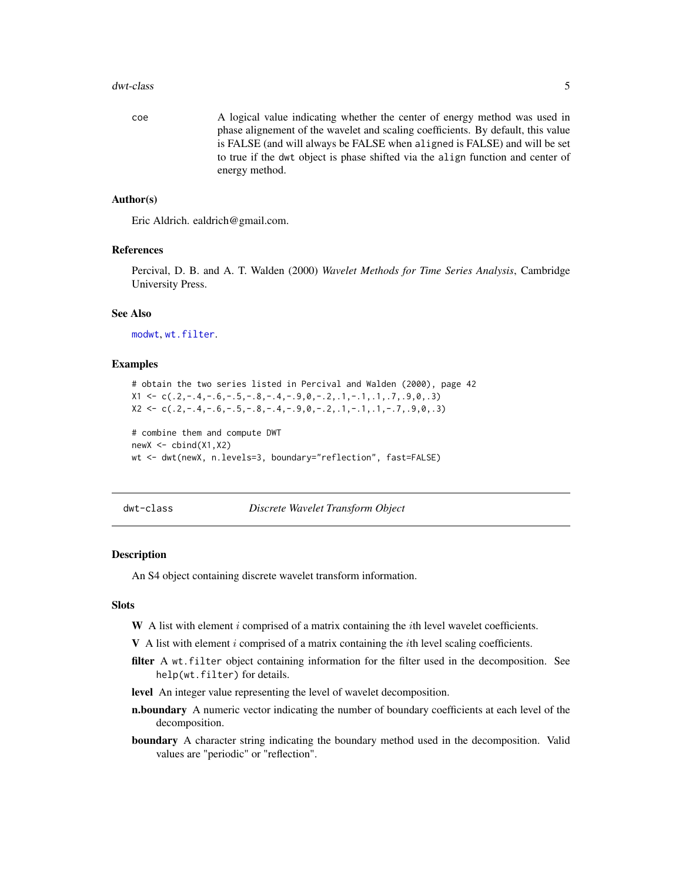coe
: A logical value indicating whether the center of energy method was used in phase alignement of the wavelet and scaling coefficients. By default, this value is FALSE (and will always be FALSE when aligned is FALSE) and will be set to true if the dwt object is phase shifted via the align function and center of energy method.

### Author(s)

Eric Aldrich. ealdrich@gmail.com.

### References

Percival, D. B. and A. T. Walden (2000) *Wavelet Methods for Time Series Analysis*, Cambridge University Press.

### See Also

modwt, wt.filter.

### Examples

```
# obtain the two series listed in Percival and Walden (2000), page 42
X1 <- c(.2,-.4,-.6,-.5,-.8,-.4,-.9,0,-.2,.1,-.1,.1,.7,.9,0,.3)
X2 <- c(.2,-.4,-.6,-.5,-.8,-.4,-.9,0,-.2,.1,-.1,.1,-.7,.9,0,.3)

# combine them and compute DWT
newX <- cbind(X1,X2)
wt <- dwt(newX, n.levels=3, boundary="reflection", fast=FALSE)
```

---

## dwt-class — *Discrete Wavelet Transform Object*

### Description

An S4 object containing discrete wavelet transform information.

### Slots

- **W** A list with element $i$ comprised of a matrix containing the $i$th level wavelet coefficients.
- **V** A list with element $i$ comprised of a matrix containing the $i$th level scaling coefficients.
- **filter** A wt.filter object containing information for the filter used in the decomposition. See help(wt.filter) for details.
- **level** An integer value representing the level of wavelet decomposition.
- **n.boundary** A numeric vector indicating the number of boundary coefficients at each level of the decomposition.
- **boundary** A character string indicating the boundary method used in the decomposition. Valid values are "periodic" or "reflection".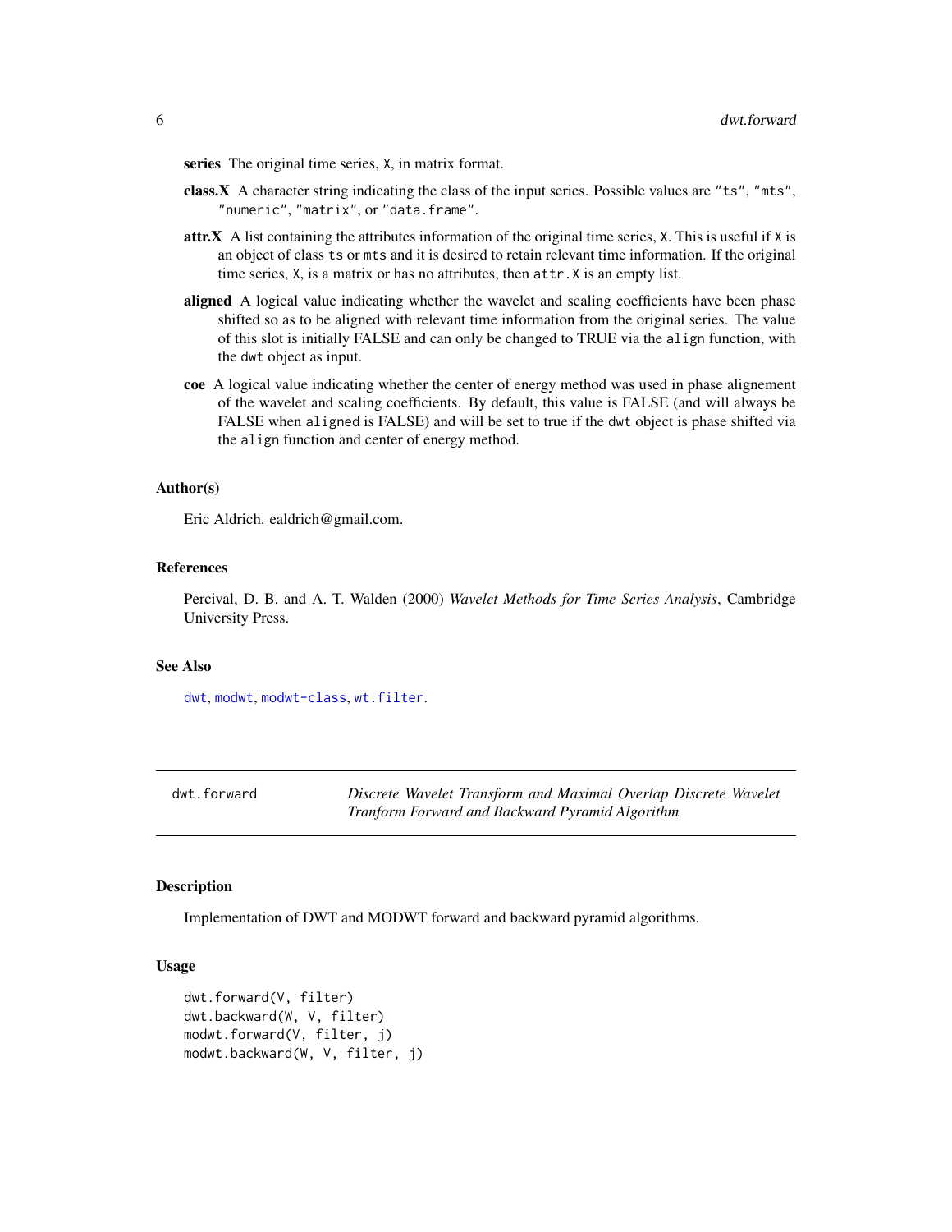**series** The original time series, `X`, in matrix format.

**class.X** A character string indicating the class of the input series. Possible values are `"ts"`, `"mts"`, `"numeric"`, `"matrix"`, or `"data.frame"`.

**attr.X** A list containing the attributes information of the original time series, `X`. This is useful if `X` is an object of class `ts` or `mts` and it is desired to retain relevant time information. If the original time series, `X`, is a matrix or has no attributes, then `attr.X` is an empty list.

**aligned** A logical value indicating whether the wavelet and scaling coefficients have been phase shifted so as to be aligned with relevant time information from the original series. The value of this slot is initially FALSE and can only be changed to TRUE via the `align` function, with the `dwt` object as input.

**coe** A logical value indicating whether the center of energy method was used in phase alignement of the wavelet and scaling coefficients. By default, this value is FALSE (and will always be FALSE when `aligned` is FALSE) and will be set to true if the `dwt` object is phase shifted via the `align` function and center of energy method.

### Author(s)

Eric Aldrich. ealdrich@gmail.com.

### References

Percival, D. B. and A. T. Walden (2000) *Wavelet Methods for Time Series Analysis*, Cambridge University Press.

### See Also

`dwt`, `modwt`, `modwt-class`, `wt.filter`.

---

## dwt.forward — *Discrete Wavelet Transform and Maximal Overlap Discrete Wavelet Tranform Forward and Backward Pyramid Algorithm*

---

### Description

Implementation of DWT and MODWT forward and backward pyramid algorithms.

### Usage

```
dwt.forward(V, filter)
dwt.backward(W, V, filter)
modwt.forward(V, filter, j)
modwt.backward(W, V, filter, j)
```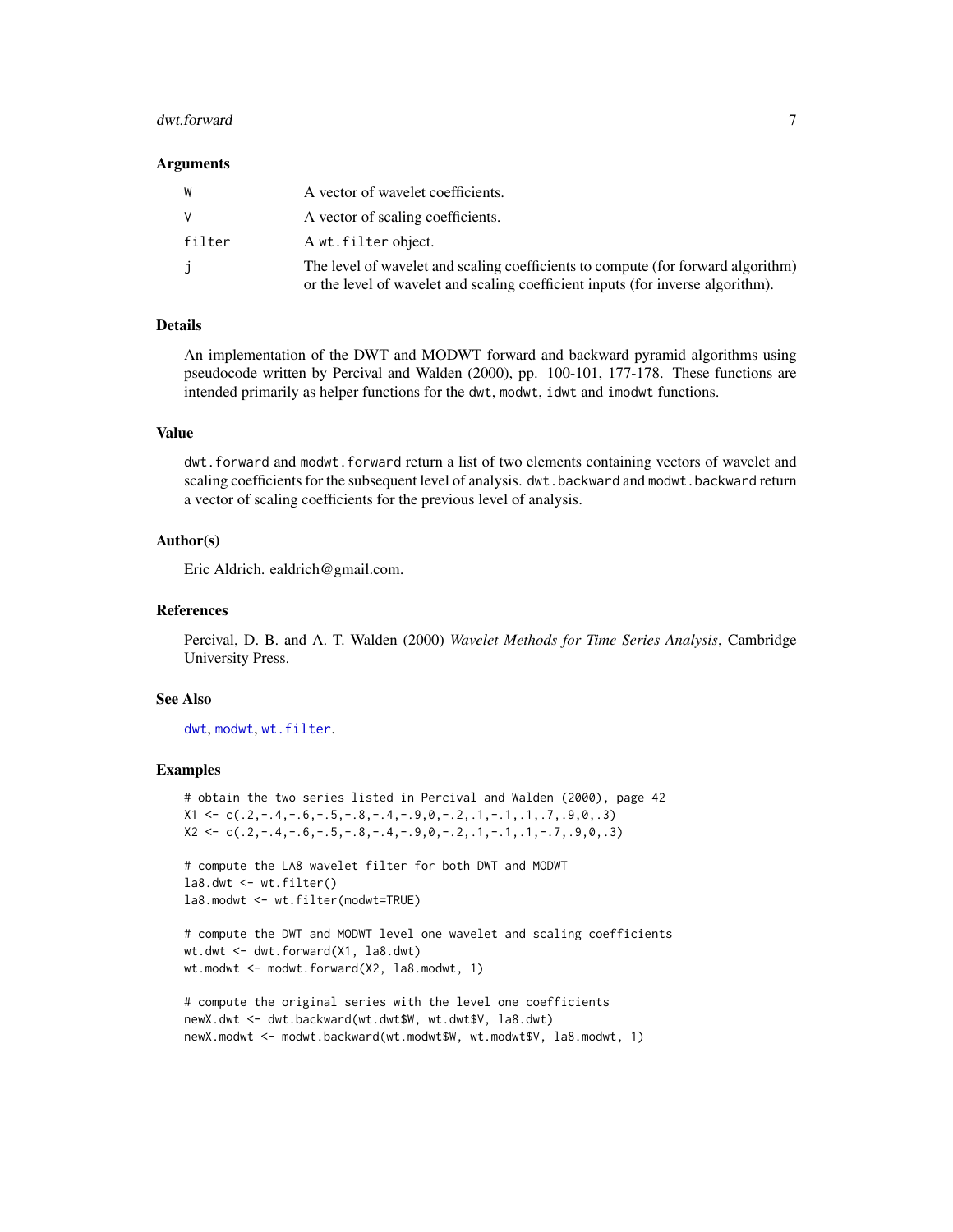### Arguments

| | |
|---|---|
| `W` | A vector of wavelet coefficients. |
| `V` | A vector of scaling coefficients. |
| `filter` | A `wt.filter` object. |
| `j` | The level of wavelet and scaling coefficients to compute (for forward algorithm) or the level of wavelet and scaling coefficient inputs (for inverse algorithm). |

### Details

An implementation of the DWT and MODWT forward and backward pyramid algorithms using pseudocode written by Percival and Walden (2000), pp. 100-101, 177-178. These functions are intended primarily as helper functions for the `dwt`, `modwt`, `idwt` and `imodwt` functions.

### Value

`dwt.forward` and `modwt.forward` return a list of two elements containing vectors of wavelet and scaling coefficients for the subsequent level of analysis. `dwt.backward` and `modwt.backward` return a vector of scaling coefficients for the previous level of analysis.

### Author(s)

Eric Aldrich. ealdrich@gmail.com.

### References

Percival, D. B. and A. T. Walden (2000) *Wavelet Methods for Time Series Analysis*, Cambridge University Press.

### See Also

`dwt`, `modwt`, `wt.filter`.

### Examples

```
# obtain the two series listed in Percival and Walden (2000), page 42
X1 <- c(.2,-.4,-.6,-.5,-.8,-.4,-.9,0,-.2,.1,-.1,.1,.7,.9,0,.3)
X2 <- c(.2,-.4,-.6,-.5,-.8,-.4,-.9,0,-.2,.1,-.1,.1,-.7,.9,0,.3)

# compute the LA8 wavelet filter for both DWT and MODWT
la8.dwt <- wt.filter()
la8.modwt <- wt.filter(modwt=TRUE)

# compute the DWT and MODWT level one wavelet and scaling coefficients
wt.dwt <- dwt.forward(X1, la8.dwt)
wt.modwt <- modwt.forward(X2, la8.modwt, 1)

# compute the original series with the level one coefficients
newX.dwt <- dwt.backward(wt.dwt$W, wt.dwt$V, la8.dwt)
newX.modwt <- modwt.backward(wt.modwt$W, wt.modwt$V, la8.modwt, 1)
```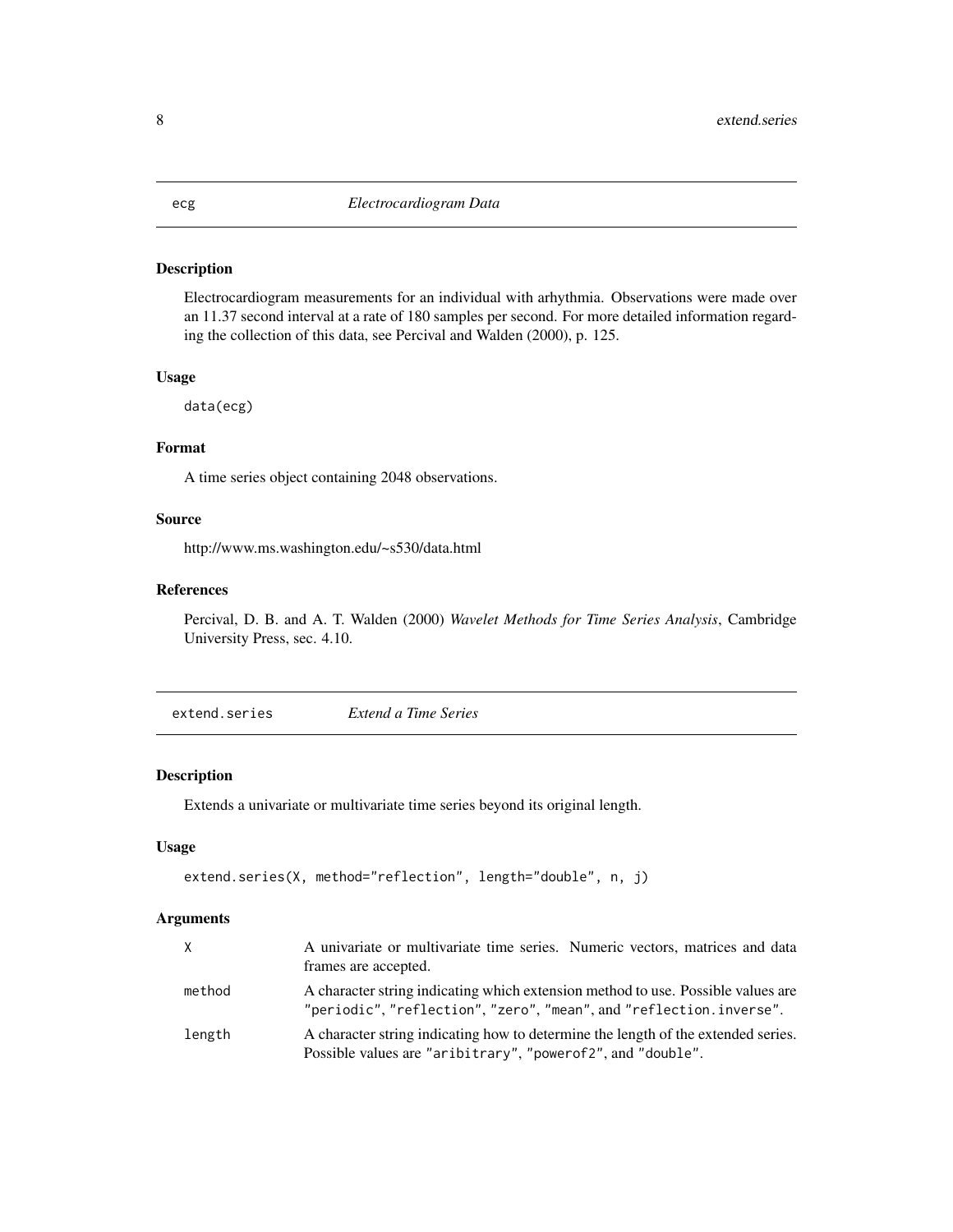## ecg *Electrocardiogram Data*

### Description

Electrocardiogram measurements for an individual with arhythmia. Observations were made over an 11.37 second interval at a rate of 180 samples per second. For more detailed information regarding the collection of this data, see Percival and Walden (2000), p. 125.

### Usage

```
data(ecg)
```

### Format

A time series object containing 2048 observations.

### Source

http://www.ms.washington.edu/~s530/data.html

### References

Percival, D. B. and A. T. Walden (2000) *Wavelet Methods for Time Series Analysis*, Cambridge University Press, sec. 4.10.

## extend.series *Extend a Time Series*

### Description

Extends a univariate or multivariate time series beyond its original length.

### Usage

```
extend.series(X, method="reflection", length="double", n, j)
```

### Arguments

| | |
|---|---|
| `X` | A univariate or multivariate time series. Numeric vectors, matrices and data frames are accepted. |
| `method` | A character string indicating which extension method to use. Possible values are `"periodic"`, `"reflection"`, `"zero"`, `"mean"`, and `"reflection.inverse"`. |
| `length` | A character string indicating how to determine the length of the extended series. Possible values are `"aribitrary"`, `"powerof2"`, and `"double"`. |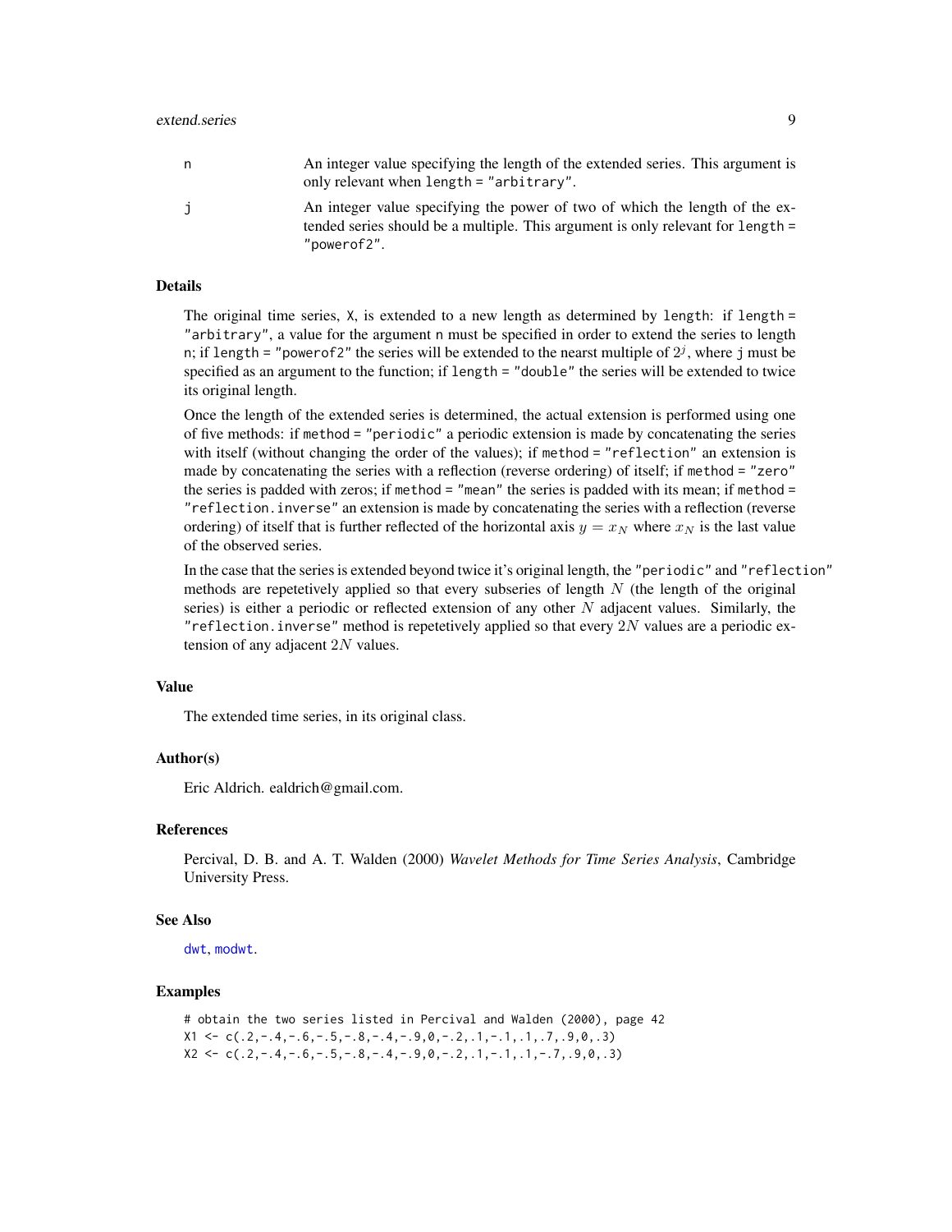n
: An integer value specifying the length of the extended series. This argument is only relevant when `length = "arbitrary"`.

j
: An integer value specifying the power of two of which the length of the extended series should be a multiple. This argument is only relevant for `length = "powerof2"`.

### Details

The original time series, `X`, is extended to a new length as determined by `length`: if `length = "arbitrary"`, a value for the argument `n` must be specified in order to extend the series to length `n`; if `length = "powerof2"` the series will be extended to the nearst multiple of $2^j$, where `j` must be specified as an argument to the function; if `length = "double"` the series will be extended to twice its original length.

Once the length of the extended series is determined, the actual extension is performed using one of five methods: if `method = "periodic"` a periodic extension is made by concatenating the series with itself (without changing the order of the values); if `method = "reflection"` an extension is made by concatenating the series with a reflection (reverse ordering) of itself; if `method = "zero"` the series is padded with zeros; if `method = "mean"` the series is padded with its mean; if `method = "reflection.inverse"` an extension is made by concatenating the series with a reflection (reverse ordering) of itself that is further reflected of the horizontal axis $y = x_N$ where $x_N$ is the last value of the observed series.

In the case that the series is extended beyond twice it's original length, the `"periodic"` and `"reflection"` methods are repetetively applied so that every subseries of length $N$ (the length of the original series) is either a periodic or reflected extension of any other $N$ adjacent values. Similarly, the `"reflection.inverse"` method is repetetively applied so that every $2N$ values are a periodic extension of any adjacent $2N$ values.

### Value

The extended time series, in its original class.

### Author(s)

Eric Aldrich. ealdrich@gmail.com.

### References

Percival, D. B. and A. T. Walden (2000) *Wavelet Methods for Time Series Analysis*, Cambridge University Press.

### See Also

`dwt`, `modwt`.

### Examples

```
# obtain the two series listed in Percival and Walden (2000), page 42
X1 <- c(.2,-.4,-.6,-.5,-.8,-.4,-.9,0,-.2,.1,-.1,.1,.7,.9,0,.3)
X2 <- c(.2,-.4,-.6,-.5,-.8,-.4,-.9,0,-.2,.1,-.1,.1,-.7,.9,0,.3)
```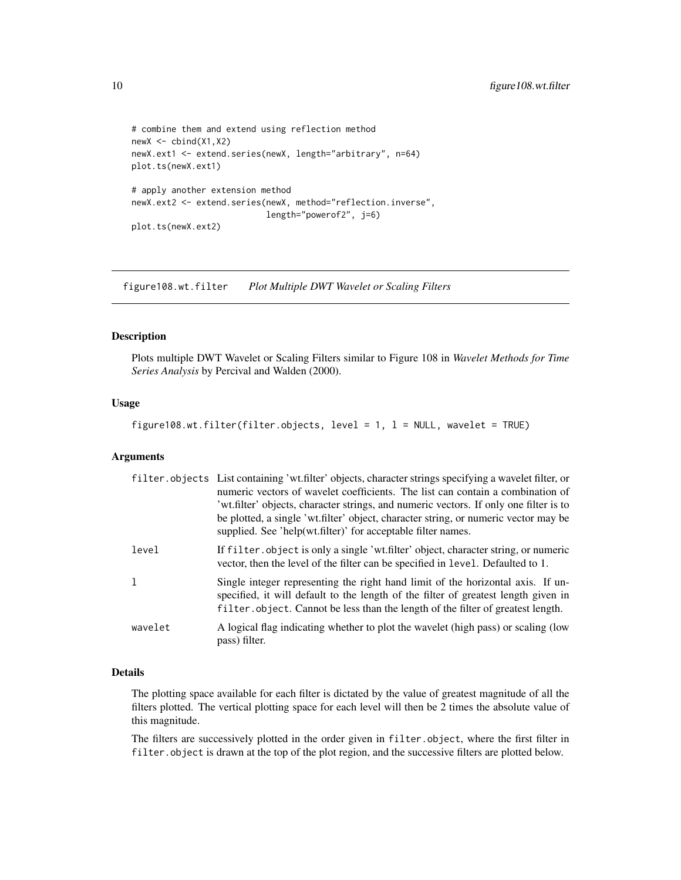```
# combine them and extend using reflection method
newX <- cbind(X1,X2)
newX.ext1 <- extend.series(newX, length="arbitrary", n=64)
plot.ts(newX.ext1)

# apply another extension method
newX.ext2 <- extend.series(newX, method="reflection.inverse",
                           length="powerof2", j=6)
plot.ts(newX.ext2)
```

## figure108.wt.filter *Plot Multiple DWT Wavelet or Scaling Filters*

### Description

Plots multiple DWT Wavelet or Scaling Filters similar to Figure 108 in *Wavelet Methods for Time Series Analysis* by Percival and Walden (2000).

### Usage

```
figure108.wt.filter(filter.objects, level = 1, l = NULL, wavelet = TRUE)
```

### Arguments

| | |
|---|---|
| filter.objects | List containing 'wt.filter' objects, character strings specifying a wavelet filter, or numeric vectors of wavelet coefficients. The list can contain a combination of 'wt.filter' objects, character strings, and numeric vectors. If only one filter is to be plotted, a single 'wt.filter' object, character string, or numeric vector may be supplied. See 'help(wt.filter)' for acceptable filter names. |
| level | If `filter.object` is only a single 'wt.filter' object, character string, or numeric vector, then the level of the filter can be specified in `level`. Defaulted to 1. |
| l | Single integer representing the right hand limit of the horizontal axis. If unspecified, it will default to the length of the filter of greatest length given in `filter.object`. Cannot be less than the length of the filter of greatest length. |
| wavelet | A logical flag indicating whether to plot the wavelet (high pass) or scaling (low pass) filter. |

### Details

The plotting space available for each filter is dictated by the value of greatest magnitude of all the filters plotted. The vertical plotting space for each level will then be 2 times the absolute value of this magnitude.

The filters are successively plotted in the order given in `filter.object`, where the first filter in `filter.object` is drawn at the top of the plot region, and the successive filters are plotted below.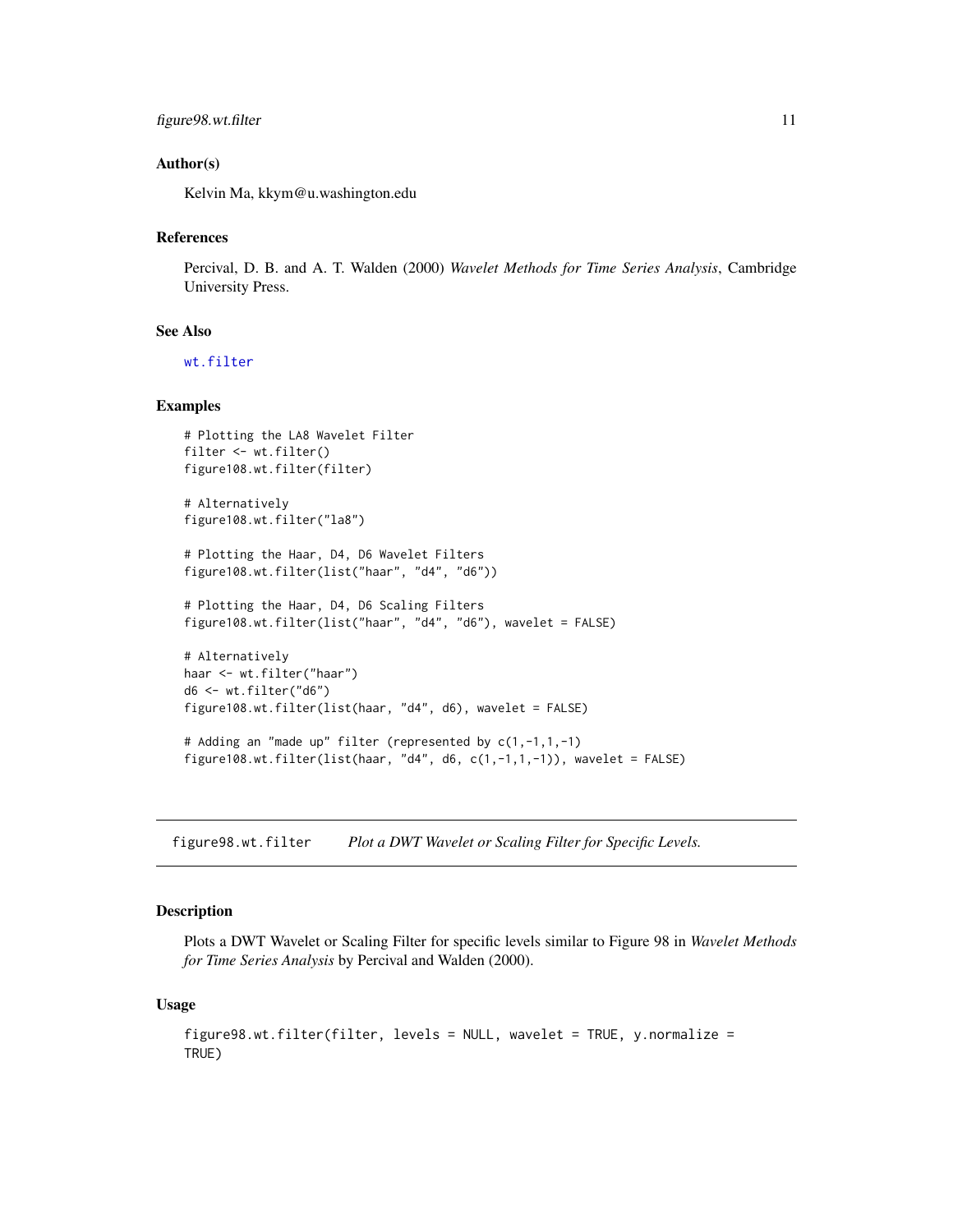### Author(s)

Kelvin Ma, kkym@u.washington.edu

### References

Percival, D. B. and A. T. Walden (2000) *Wavelet Methods for Time Series Analysis*, Cambridge University Press.

### See Also

wt.filter

### Examples

```
# Plotting the LA8 Wavelet Filter
filter <- wt.filter()
figure108.wt.filter(filter)

# Alternatively
figure108.wt.filter("la8")

# Plotting the Haar, D4, D6 Wavelet Filters
figure108.wt.filter(list("haar", "d4", "d6"))

# Plotting the Haar, D4, D6 Scaling Filters
figure108.wt.filter(list("haar", "d4", "d6"), wavelet = FALSE)

# Alternatively
haar <- wt.filter("haar")
d6 <- wt.filter("d6")
figure108.wt.filter(list(haar, "d4", d6), wavelet = FALSE)

# Adding an "made up" filter (represented by c(1,-1,1,-1)
figure108.wt.filter(list(haar, "d4", d6, c(1,-1,1,-1)), wavelet = FALSE)
```

---

## figure98.wt.filter — *Plot a DWT Wavelet or Scaling Filter for Specific Levels.*

---

### Description

Plots a DWT Wavelet or Scaling Filter for specific levels similar to Figure 98 in *Wavelet Methods for Time Series Analysis* by Percival and Walden (2000).

### Usage

```
figure98.wt.filter(filter, levels = NULL, wavelet = TRUE, y.normalize =
TRUE)
```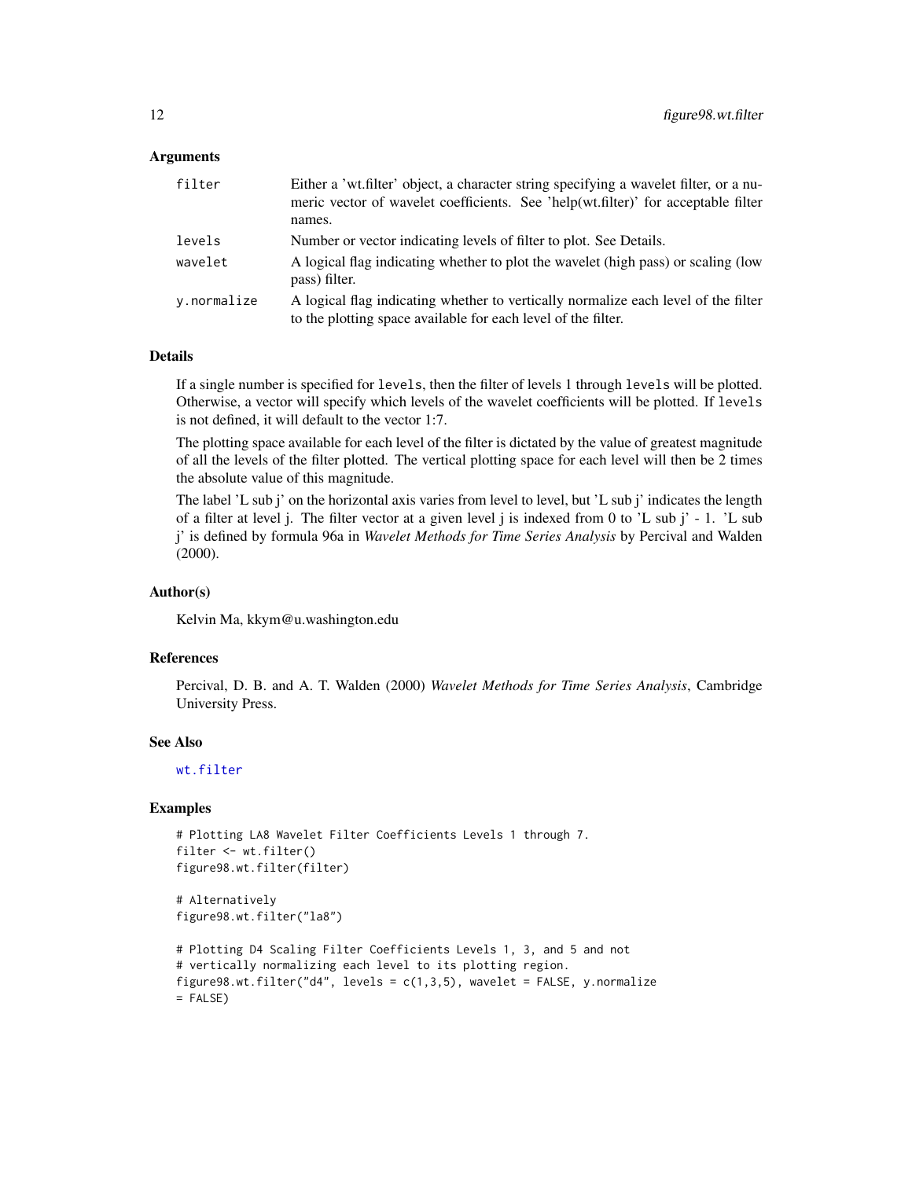### Arguments

| | |
|---|---|
| `filter` | Either a 'wt.filter' object, a character string specifying a wavelet filter, or a numeric vector of wavelet coefficients. See 'help(wt.filter)' for acceptable filter names. |
| `levels` | Number or vector indicating levels of filter to plot. See Details. |
| `wavelet` | A logical flag indicating whether to plot the wavelet (high pass) or scaling (low pass) filter. |
| `y.normalize` | A logical flag indicating whether to vertically normalize each level of the filter to the plotting space available for each level of the filter. |

### Details

If a single number is specified for `levels`, then the filter of levels 1 through `levels` will be plotted. Otherwise, a vector will specify which levels of the wavelet coefficients will be plotted. If `levels` is not defined, it will default to the vector 1:7.

The plotting space available for each level of the filter is dictated by the value of greatest magnitude of all the levels of the filter plotted. The vertical plotting space for each level will then be 2 times the absolute value of this magnitude.

The label 'L sub j' on the horizontal axis varies from level to level, but 'L sub j' indicates the length of a filter at level j. The filter vector at a given level j is indexed from 0 to 'L sub j' - 1. 'L sub j' is defined by formula 96a in *Wavelet Methods for Time Series Analysis* by Percival and Walden (2000).

### Author(s)

Kelvin Ma, kkym@u.washington.edu

### References

Percival, D. B. and A. T. Walden (2000) *Wavelet Methods for Time Series Analysis*, Cambridge University Press.

### See Also

`wt.filter`

### Examples

```
# Plotting LA8 Wavelet Filter Coefficients Levels 1 through 7.
filter <- wt.filter()
figure98.wt.filter(filter)

# Alternatively
figure98.wt.filter("la8")

# Plotting D4 Scaling Filter Coefficients Levels 1, 3, and 5 and not
# vertically normalizing each level to its plotting region.
figure98.wt.filter("d4", levels = c(1,3,5), wavelet = FALSE, y.normalize
= FALSE)
```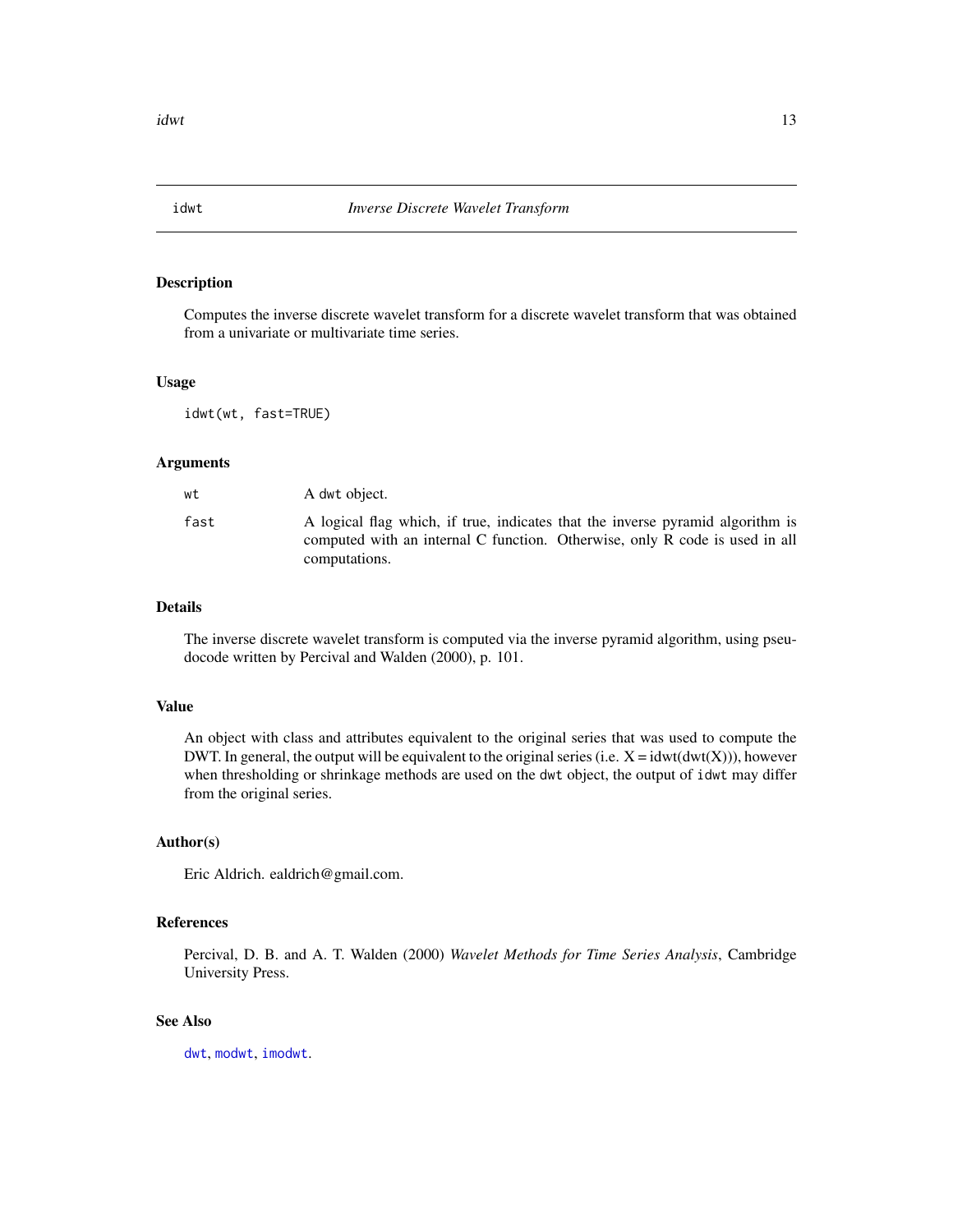## idwt — *Inverse Discrete Wavelet Transform*

### Description

Computes the inverse discrete wavelet transform for a discrete wavelet transform that was obtained from a univariate or multivariate time series.

### Usage

```
idwt(wt, fast=TRUE)
```

### Arguments

| | |
|---|---|
| wt | A dwt object. |
| fast | A logical flag which, if true, indicates that the inverse pyramid algorithm is computed with an internal C function. Otherwise, only R code is used in all computations. |

### Details

The inverse discrete wavelet transform is computed via the inverse pyramid algorithm, using pseudocode written by Percival and Walden (2000), p. 101.

### Value

An object with class and attributes equivalent to the original series that was used to compute the DWT. In general, the output will be equivalent to the original series (i.e. X = idwt(dwt(X))), however when thresholding or shrinkage methods are used on the dwt object, the output of idwt may differ from the original series.

### Author(s)

Eric Aldrich. ealdrich@gmail.com.

### References

Percival, D. B. and A. T. Walden (2000) *Wavelet Methods for Time Series Analysis*, Cambridge University Press.

### See Also

dwt, modwt, imodwt.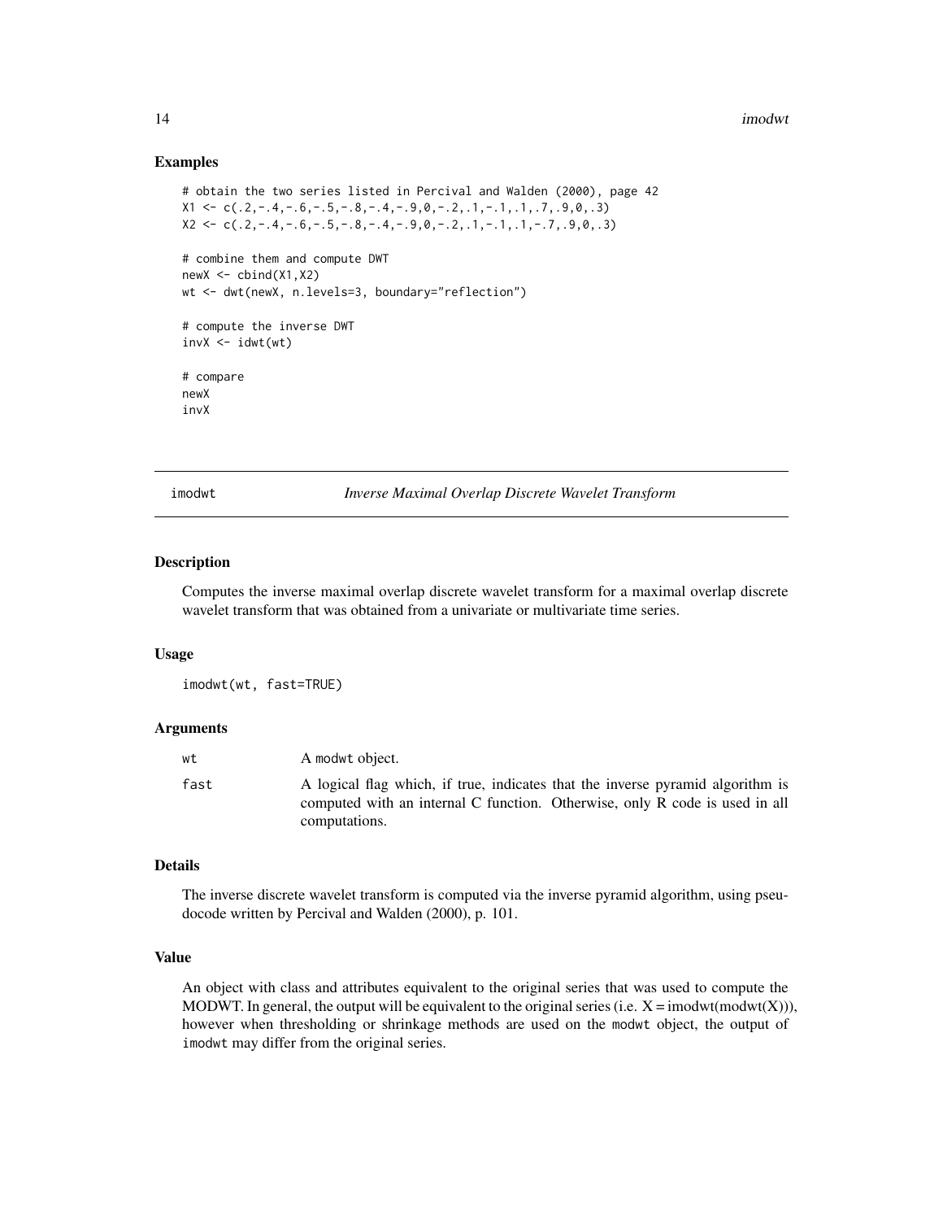### Examples

```
# obtain the two series listed in Percival and Walden (2000), page 42
X1 <- c(.2,-.4,-.6,-.5,-.8,-.4,-.9,0,-.2,.1,-.1,.1,.7,.9,0,.3)
X2 <- c(.2,-.4,-.6,-.5,-.8,-.4,-.9,0,-.2,.1,-.1,.1,-.7,.9,0,.3)

# combine them and compute DWT
newX <- cbind(X1,X2)
wt <- dwt(newX, n.levels=3, boundary="reflection")

# compute the inverse DWT
invX <- idwt(wt)

# compare
newX
invX
```

---

## imodwt — *Inverse Maximal Overlap Discrete Wavelet Transform*

### Description

Computes the inverse maximal overlap discrete wavelet transform for a maximal overlap discrete wavelet transform that was obtained from a univariate or multivariate time series.

### Usage

```
imodwt(wt, fast=TRUE)
```

### Arguments

| | |
|---|---|
| `wt` | A `modwt` object. |
| `fast` | A logical flag which, if true, indicates that the inverse pyramid algorithm is computed with an internal C function. Otherwise, only R code is used in all computations. |

### Details

The inverse discrete wavelet transform is computed via the inverse pyramid algorithm, using pseudocode written by Percival and Walden (2000), p. 101.

### Value

An object with class and attributes equivalent to the original series that was used to compute the MODWT. In general, the output will be equivalent to the original series (i.e. X = imodwt(modwt(X))), however when thresholding or shrinkage methods are used on the `modwt` object, the output of `imodwt` may differ from the original series.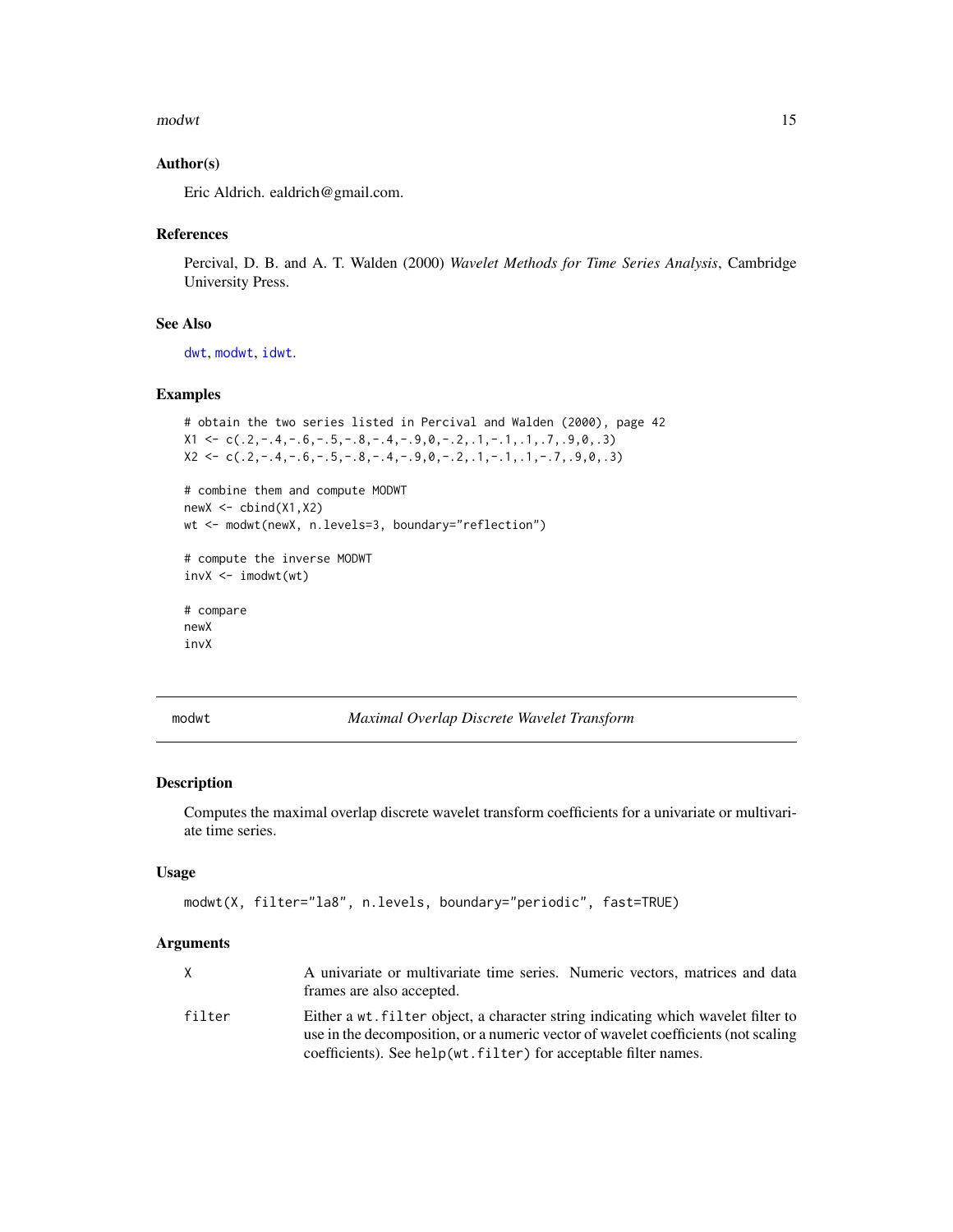### Author(s)

Eric Aldrich. ealdrich@gmail.com.

### References

Percival, D. B. and A. T. Walden (2000) *Wavelet Methods for Time Series Analysis*, Cambridge University Press.

### See Also

dwt, modwt, idwt.

### Examples

```
# obtain the two series listed in Percival and Walden (2000), page 42
X1 <- c(.2,-.4,-.6,-.5,-.8,-.4,-.9,0,-.2,.1,-.1,.1,.7,.9,0,.3)
X2 <- c(.2,-.4,-.6,-.5,-.8,-.4,-.9,0,-.2,.1,-.1,.1,-.7,.9,0,.3)

# combine them and compute MODWT
newX <- cbind(X1,X2)
wt <- modwt(newX, n.levels=3, boundary="reflection")

# compute the inverse MODWT
invX <- imodwt(wt)

# compare
newX
invX
```

---

## modwt — *Maximal Overlap Discrete Wavelet Transform*

### Description

Computes the maximal overlap discrete wavelet transform coefficients for a univariate or multivariate time series.

### Usage

```
modwt(X, filter="la8", n.levels, boundary="periodic", fast=TRUE)
```

### Arguments

| | |
|---|---|
| `X` | A univariate or multivariate time series. Numeric vectors, matrices and data frames are also accepted. |
| `filter` | Either a `wt.filter` object, a character string indicating which wavelet filter to use in the decomposition, or a numeric vector of wavelet coefficients (not scaling coefficients). See `help(wt.filter)` for acceptable filter names. |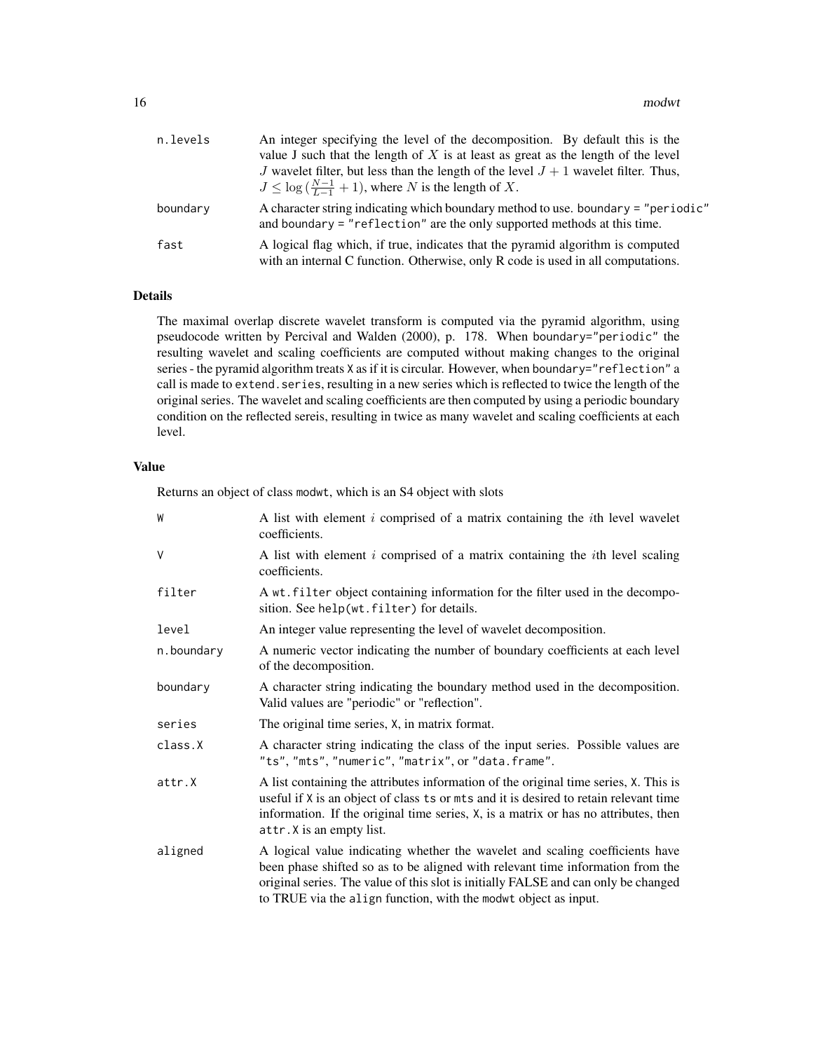| | |
|---|---|
| n.levels | An integer specifying the level of the decomposition. By default this is the value J such that the length of $X$ is at least as great as the length of the level $J$ wavelet filter, but less than the length of the level $J+1$ wavelet filter. Thus, $J \leq \log\left(\frac{N-1}{L-1}+1\right)$, where $N$ is the length of $X$. |
| boundary | A character string indicating which boundary method to use. `boundary = "periodic"` and `boundary = "reflection"` are the only supported methods at this time. |
| fast | A logical flag which, if true, indicates that the pyramid algorithm is computed with an internal C function. Otherwise, only R code is used in all computations. |

### Details

The maximal overlap discrete wavelet transform is computed via the pyramid algorithm, using pseudocode written by Percival and Walden (2000), p. 178. When `boundary="periodic"` the resulting wavelet and scaling coefficients are computed without making changes to the original series - the pyramid algorithm treats `X` as if it is circular. However, when `boundary="reflection"` a call is made to `extend.series`, resulting in a new series which is reflected to twice the length of the original series. The wavelet and scaling coefficients are then computed by using a periodic boundary condition on the reflected sereis, resulting in twice as many wavelet and scaling coefficients at each level.

### Value

Returns an object of class `modwt`, which is an S4 object with slots

| | |
|---|---|
| W | A list with element $i$ comprised of a matrix containing the $i$th level wavelet coefficients. |
| V | A list with element $i$ comprised of a matrix containing the $i$th level scaling coefficients. |
| filter | A `wt.filter` object containing information for the filter used in the decomposition. See `help(wt.filter)` for details. |
| level | An integer value representing the level of wavelet decomposition. |
| n.boundary | A numeric vector indicating the number of boundary coefficients at each level of the decomposition. |
| boundary | A character string indicating the boundary method used in the decomposition. Valid values are "periodic" or "reflection". |
| series | The original time series, `X`, in matrix format. |
| class.X | A character string indicating the class of the input series. Possible values are `"ts"`, `"mts"`, `"numeric"`, `"matrix"`, or `"data.frame"`. |
| attr.X | A list containing the attributes information of the original time series, `X`. This is useful if `X` is an object of class `ts` or `mts` and it is desired to retain relevant time information. If the original time series, `X`, is a matrix or has no attributes, then `attr.X` is an empty list. |
| aligned | A logical value indicating whether the wavelet and scaling coefficients have been phase shifted so as to be aligned with relevant time information from the original series. The value of this slot is initially FALSE and can only be changed to TRUE via the `align` function, with the `modwt` object as input. |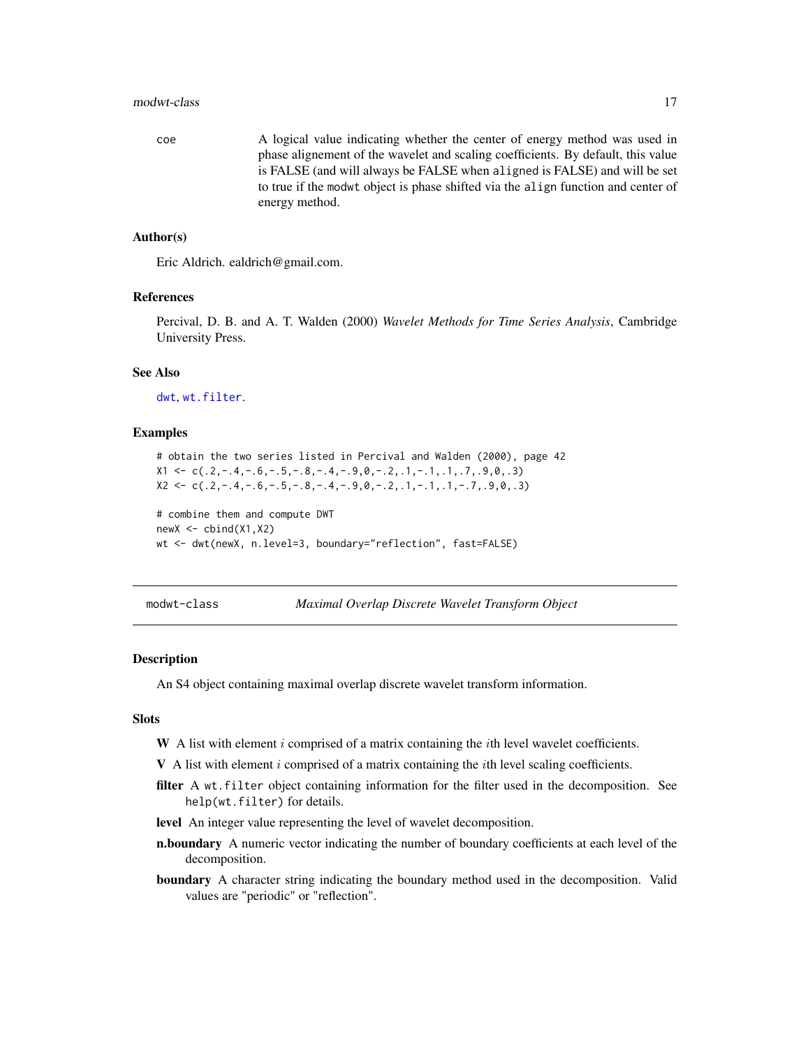coe
: A logical value indicating whether the center of energy method was used in phase alignement of the wavelet and scaling coefficients. By default, this value is FALSE (and will always be FALSE when `aligned` is FALSE) and will be set to true if the `modwt` object is phase shifted via the `align` function and center of energy method.

### Author(s)

Eric Aldrich. ealdrich@gmail.com.

### References

Percival, D. B. and A. T. Walden (2000) *Wavelet Methods for Time Series Analysis*, Cambridge University Press.

### See Also

dwt, wt.filter.

### Examples

```
# obtain the two series listed in Percival and Walden (2000), page 42
X1 <- c(.2,-.4,-.6,-.5,-.8,-.4,-.9,0,-.2,.1,-.1,.1,.7,.9,0,.3)
X2 <- c(.2,-.4,-.6,-.5,-.8,-.4,-.9,0,-.2,.1,-.1,.1,-.7,.9,0,.3)

# combine them and compute DWT
newX <- cbind(X1,X2)
wt <- dwt(newX, n.level=3, boundary="reflection", fast=FALSE)
```

## modwt-class — *Maximal Overlap Discrete Wavelet Transform Object*

### Description

An S4 object containing maximal overlap discrete wavelet transform information.

### Slots

- **W** A list with element $i$ comprised of a matrix containing the $i$th level wavelet coefficients.
- **V** A list with element $i$ comprised of a matrix containing the $i$th level scaling coefficients.
- **filter** A `wt.filter` object containing information for the filter used in the decomposition. See `help(wt.filter)` for details.
- **level** An integer value representing the level of wavelet decomposition.
- **n.boundary** A numeric vector indicating the number of boundary coefficients at each level of the decomposition.
- **boundary** A character string indicating the boundary method used in the decomposition. Valid values are "periodic" or "reflection".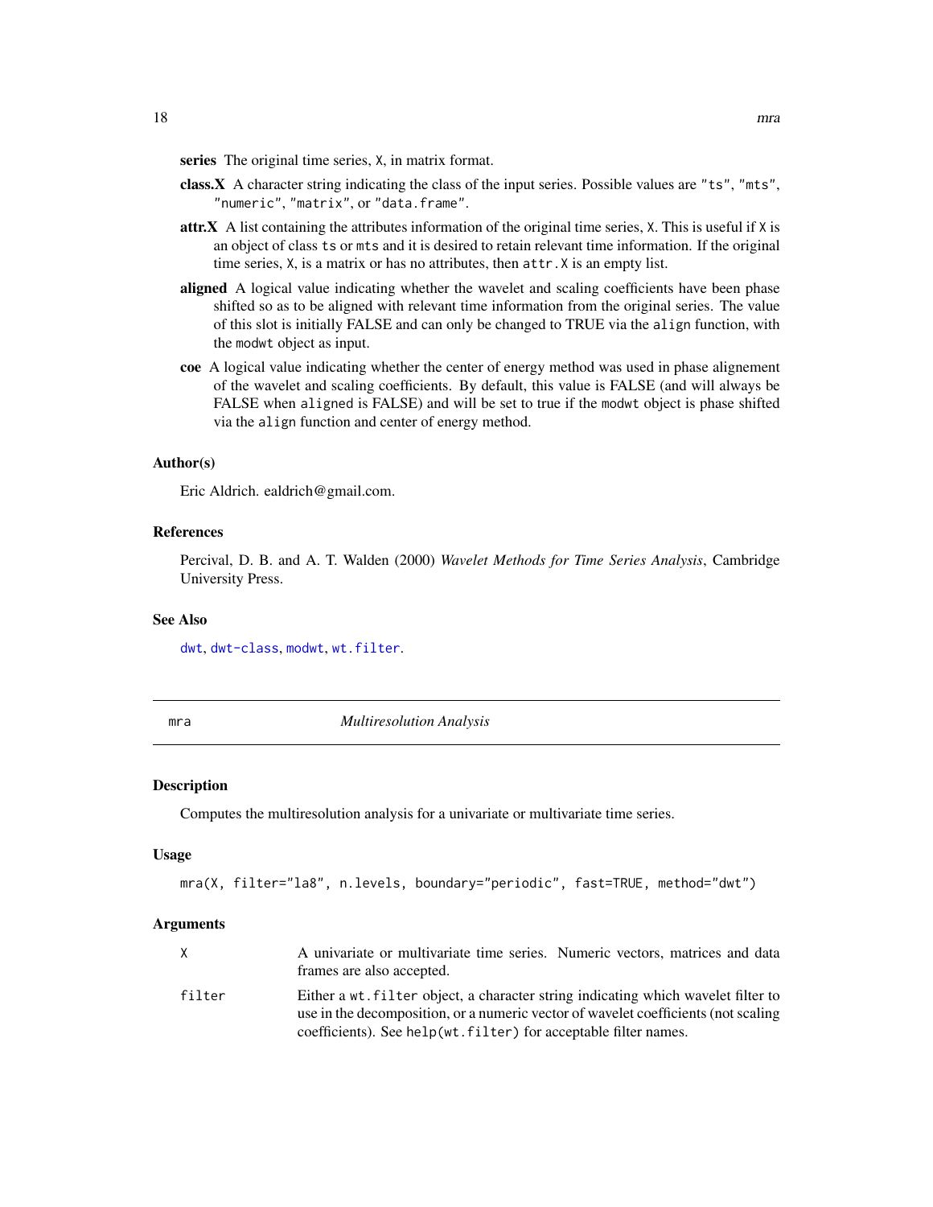**series** The original time series, X, in matrix format.

**class.X** A character string indicating the class of the input series. Possible values are "ts", "mts", "numeric", "matrix", or "data.frame".

**attr.X** A list containing the attributes information of the original time series, X. This is useful if X is an object of class ts or mts and it is desired to retain relevant time information. If the original time series, X, is a matrix or has no attributes, then attr.X is an empty list.

**aligned** A logical value indicating whether the wavelet and scaling coefficients have been phase shifted so as to be aligned with relevant time information from the original series. The value of this slot is initially FALSE and can only be changed to TRUE via the align function, with the modwt object as input.

**coe** A logical value indicating whether the center of energy method was used in phase alignement of the wavelet and scaling coefficients. By default, this value is FALSE (and will always be FALSE when aligned is FALSE) and will be set to true if the modwt object is phase shifted via the align function and center of energy method.

### Author(s)

Eric Aldrich. ealdrich@gmail.com.

### References

Percival, D. B. and A. T. Walden (2000) *Wavelet Methods for Time Series Analysis*, Cambridge University Press.

### See Also

dwt, dwt-class, modwt, wt.filter.

---

## mra *Multiresolution Analysis*

### Description

Computes the multiresolution analysis for a univariate or multivariate time series.

### Usage

```
mra(X, filter="la8", n.levels, boundary="periodic", fast=TRUE, method="dwt")
```

### Arguments

| | |
|---|---|
| X | A univariate or multivariate time series. Numeric vectors, matrices and data frames are also accepted. |
| filter | Either a wt.filter object, a character string indicating which wavelet filter to use in the decomposition, or a numeric vector of wavelet coefficients (not scaling coefficients). See help(wt.filter) for acceptable filter names. |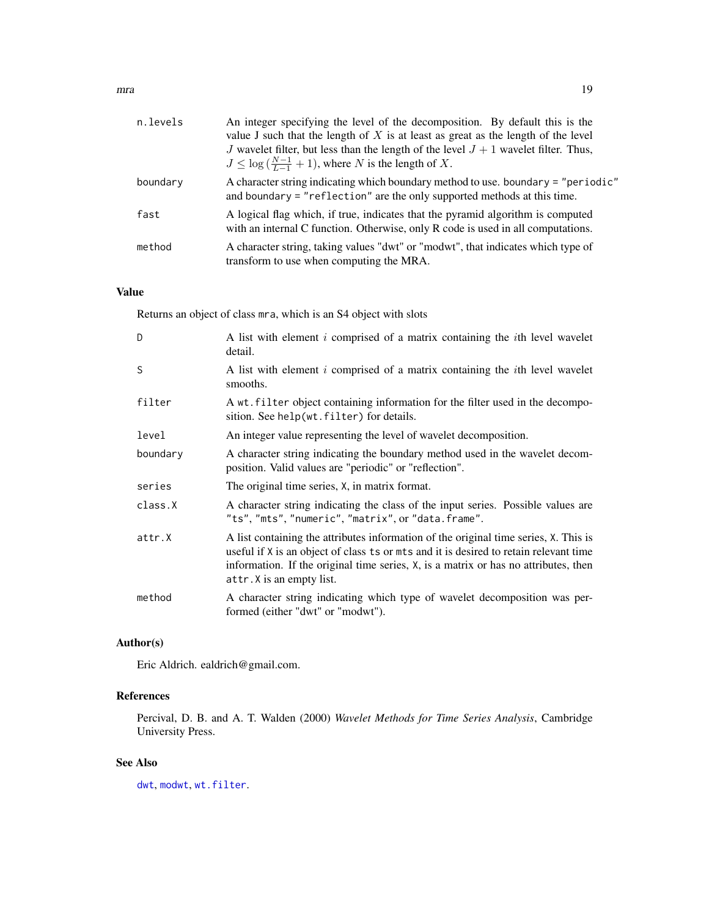| | |
|---|---|
| `n.levels` | An integer specifying the level of the decomposition. By default this is the value J such that the length of $X$ is at least as great as the length of the level $J$ wavelet filter, but less than the length of the level $J+1$ wavelet filter. Thus, $J \leq \log\left(\frac{N-1}{L-1}+1\right)$, where $N$ is the length of $X$. |
| `boundary` | A character string indicating which boundary method to use. `boundary = "periodic"` and `boundary = "reflection"` are the only supported methods at this time. |
| `fast` | A logical flag which, if true, indicates that the pyramid algorithm is computed with an internal C function. Otherwise, only R code is used in all computations. |
| `method` | A character string, taking values "dwt" or "modwt", that indicates which type of transform to use when computing the MRA. |

## Value

Returns an object of class `mra`, which is an S4 object with slots

| | |
|---|---|
| `D` | A list with element $i$ comprised of a matrix containing the $i$th level wavelet detail. |
| `S` | A list with element $i$ comprised of a matrix containing the $i$th level wavelet smooths. |
| `filter` | A `wt.filter` object containing information for the filter used in the decomposition. See `help(wt.filter)` for details. |
| `level` | An integer value representing the level of wavelet decomposition. |
| `boundary` | A character string indicating the boundary method used in the wavelet decomposition. Valid values are "periodic" or "reflection". |
| `series` | The original time series, `X`, in matrix format. |
| `class.X` | A character string indicating the class of the input series. Possible values are `"ts"`, `"mts"`, `"numeric"`, `"matrix"`, or `"data.frame"`. |
| `attr.X` | A list containing the attributes information of the original time series, `X`. This is useful if `X` is an object of class `ts` or `mts` and it is desired to retain relevant time information. If the original time series, `X`, is a matrix or has no attributes, then `attr.X` is an empty list. |
| `method` | A character string indicating which type of wavelet decomposition was performed (either "dwt" or "modwt"). |

## Author(s)

Eric Aldrich. ealdrich@gmail.com.

## References

Percival, D. B. and A. T. Walden (2000) *Wavelet Methods for Time Series Analysis*, Cambridge University Press.

## See Also

`dwt`, `modwt`, `wt.filter`.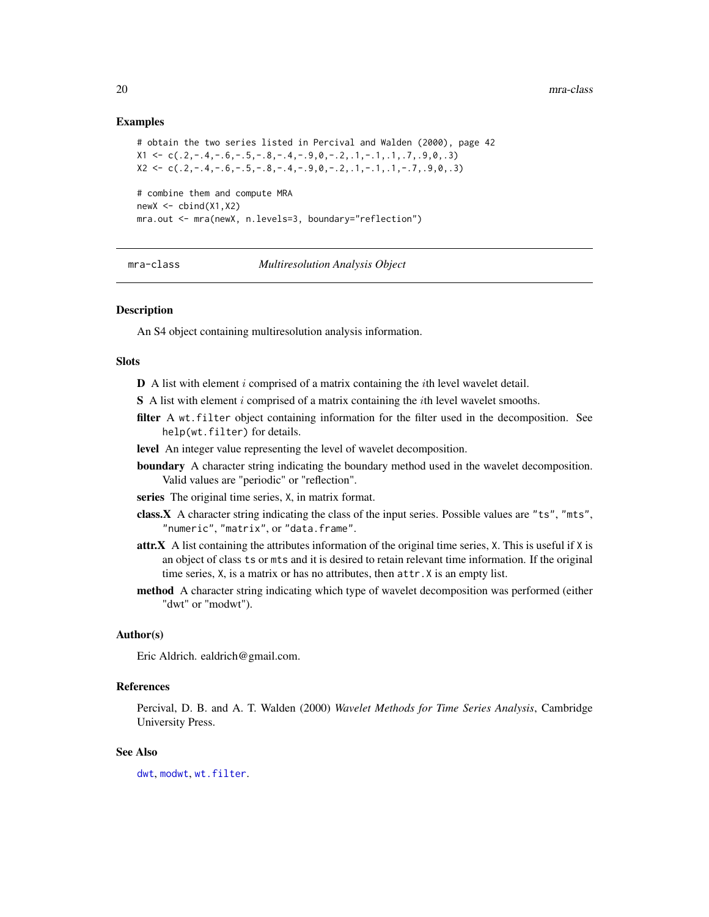### Examples

```
# obtain the two series listed in Percival and Walden (2000), page 42
X1 <- c(.2,-.4,-.6,-.5,-.8,-.4,-.9,0,-.2,.1,-.1,.1,.7,.9,0,.3)
X2 <- c(.2,-.4,-.6,-.5,-.8,-.4,-.9,0,-.2,.1,-.1,.1,-.7,.9,0,.3)

# combine them and compute MRA
newX <- cbind(X1,X2)
mra.out <- mra(newX, n.levels=3, boundary="reflection")
```

---

## mra-class — *Multiresolution Analysis Object*

---

### Description

An S4 object containing multiresolution analysis information.

### Slots

**D** A list with element $i$ comprised of a matrix containing the $i$th level wavelet detail.

**S** A list with element $i$ comprised of a matrix containing the $i$th level wavelet smooths.

**filter** A `wt.filter` object containing information for the filter used in the decomposition. See `help(wt.filter)` for details.

**level** An integer value representing the level of wavelet decomposition.

**boundary** A character string indicating the boundary method used in the wavelet decomposition. Valid values are "periodic" or "reflection".

**series** The original time series, `X`, in matrix format.

**class.X** A character string indicating the class of the input series. Possible values are `"ts"`, `"mts"`, `"numeric"`, `"matrix"`, or `"data.frame"`.

**attr.X** A list containing the attributes information of the original time series, `X`. This is useful if `X` is an object of class `ts` or `mts` and it is desired to retain relevant time information. If the original time series, `X`, is a matrix or has no attributes, then `attr.X` is an empty list.

**method** A character string indicating which type of wavelet decomposition was performed (either "dwt" or "modwt").

### Author(s)

Eric Aldrich. ealdrich@gmail.com.

### References

Percival, D. B. and A. T. Walden (2000) *Wavelet Methods for Time Series Analysis*, Cambridge University Press.

### See Also

`dwt`, `modwt`, `wt.filter`.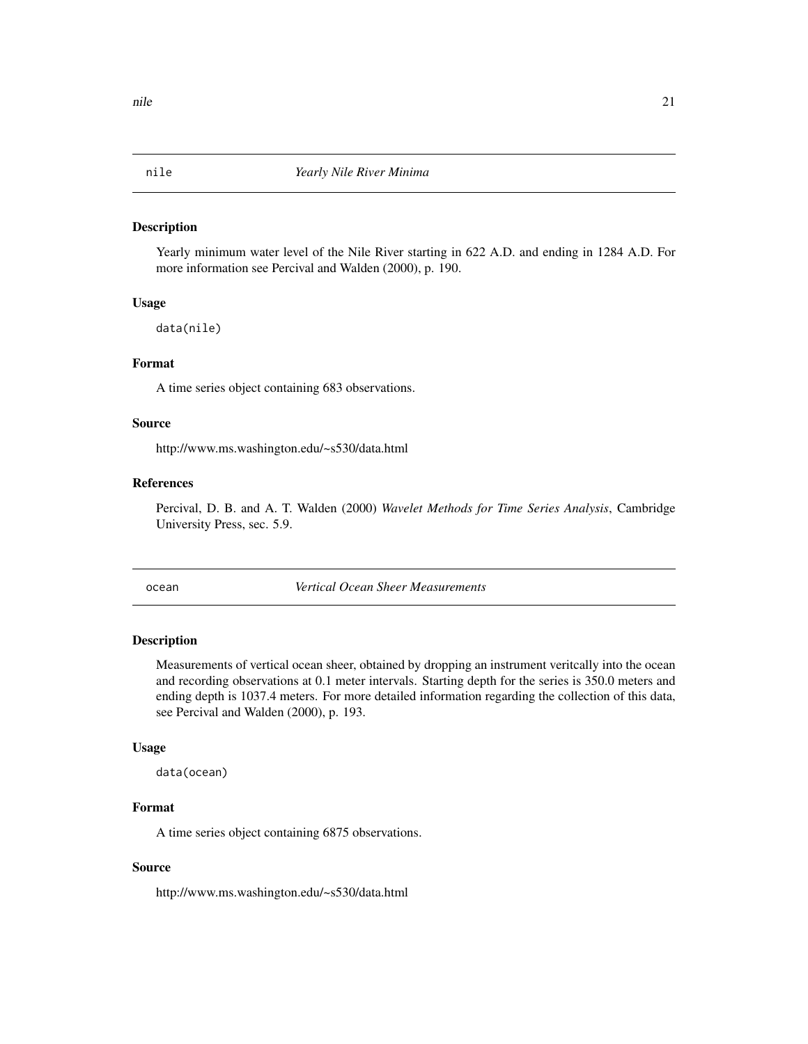## nile *Yearly Nile River Minima*

### Description

Yearly minimum water level of the Nile River starting in 622 A.D. and ending in 1284 A.D. For more information see Percival and Walden (2000), p. 190.

### Usage

```
data(nile)
```

### Format

A time series object containing 683 observations.

### Source

http://www.ms.washington.edu/~s530/data.html

### References

Percival, D. B. and A. T. Walden (2000) *Wavelet Methods for Time Series Analysis*, Cambridge University Press, sec. 5.9.

## ocean *Vertical Ocean Sheer Measurements*

### Description

Measurements of vertical ocean sheer, obtained by dropping an instrument veritcally into the ocean and recording observations at 0.1 meter intervals. Starting depth for the series is 350.0 meters and ending depth is 1037.4 meters. For more detailed information regarding the collection of this data, see Percival and Walden (2000), p. 193.

### Usage

```
data(ocean)
```

### Format

A time series object containing 6875 observations.

### Source

http://www.ms.washington.edu/~s530/data.html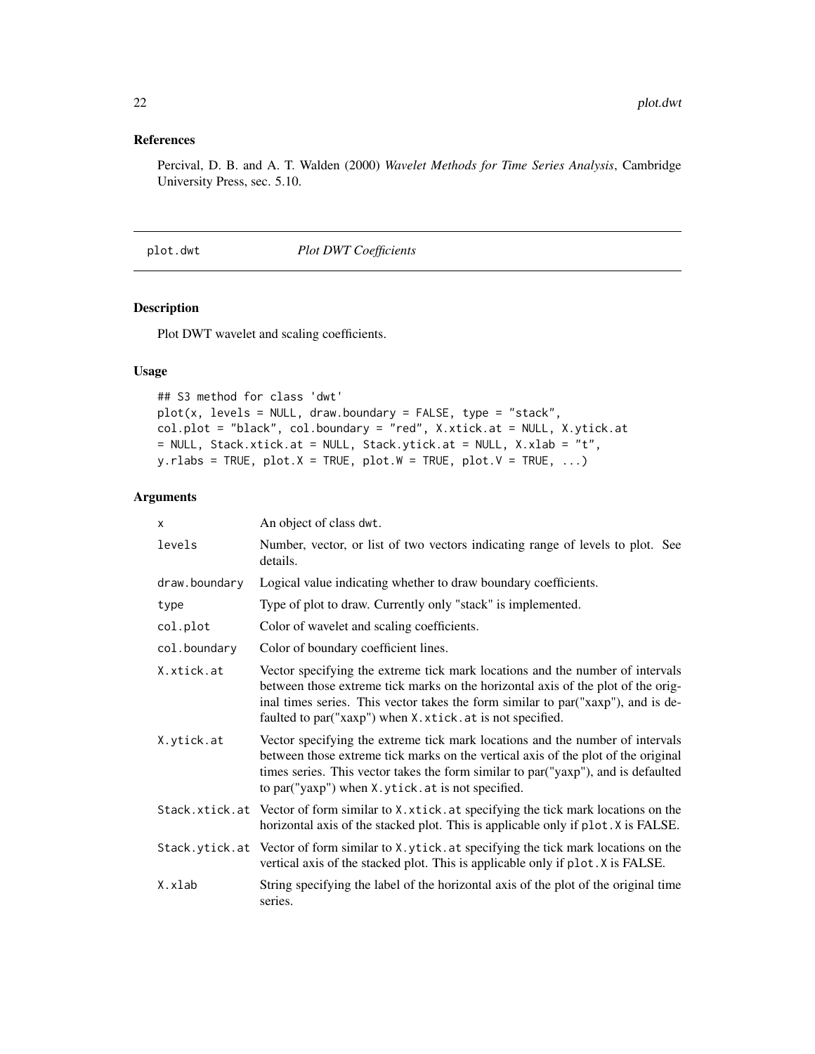### References

Percival, D. B. and A. T. Walden (2000) *Wavelet Methods for Time Series Analysis*, Cambridge University Press, sec. 5.10.

---

## plot.dwt *Plot DWT Coefficients*

---

### Description

Plot DWT wavelet and scaling coefficients.

### Usage

```
## S3 method for class 'dwt'
plot(x, levels = NULL, draw.boundary = FALSE, type = "stack",
col.plot = "black", col.boundary = "red", X.xtick.at = NULL, X.ytick.at
= NULL, Stack.xtick.at = NULL, Stack.ytick.at = NULL, X.xlab = "t",
y.rlabs = TRUE, plot.X = TRUE, plot.W = TRUE, plot.V = TRUE, ...)
```

### Arguments

| | |
|---|---|
| `x` | An object of class `dwt`. |
| `levels` | Number, vector, or list of two vectors indicating range of levels to plot. See details. |
| `draw.boundary` | Logical value indicating whether to draw boundary coefficients. |
| `type` | Type of plot to draw. Currently only "stack" is implemented. |
| `col.plot` | Color of wavelet and scaling coefficients. |
| `col.boundary` | Color of boundary coefficient lines. |
| `X.xtick.at` | Vector specifying the extreme tick mark locations and the number of intervals between those extreme tick marks on the horizontal axis of the plot of the original times series. This vector takes the form similar to par("xaxp"), and is defaulted to par("xaxp") when `X.xtick.at` is not specified. |
| `X.ytick.at` | Vector specifying the extreme tick mark locations and the number of intervals between those extreme tick marks on the vertical axis of the plot of the original times series. This vector takes the form similar to par("yaxp"), and is defaulted to par("yaxp") when `X.ytick.at` is not specified. |
| `Stack.xtick.at` | Vector of form similar to `X.xtick.at` specifying the tick mark locations on the horizontal axis of the stacked plot. This is applicable only if `plot.X` is FALSE. |
| `Stack.ytick.at` | Vector of form similar to `X.ytick.at` specifying the tick mark locations on the vertical axis of the stacked plot. This is applicable only if `plot.X` is FALSE. |
| `X.xlab` | String specifying the label of the horizontal axis of the plot of the original time series. |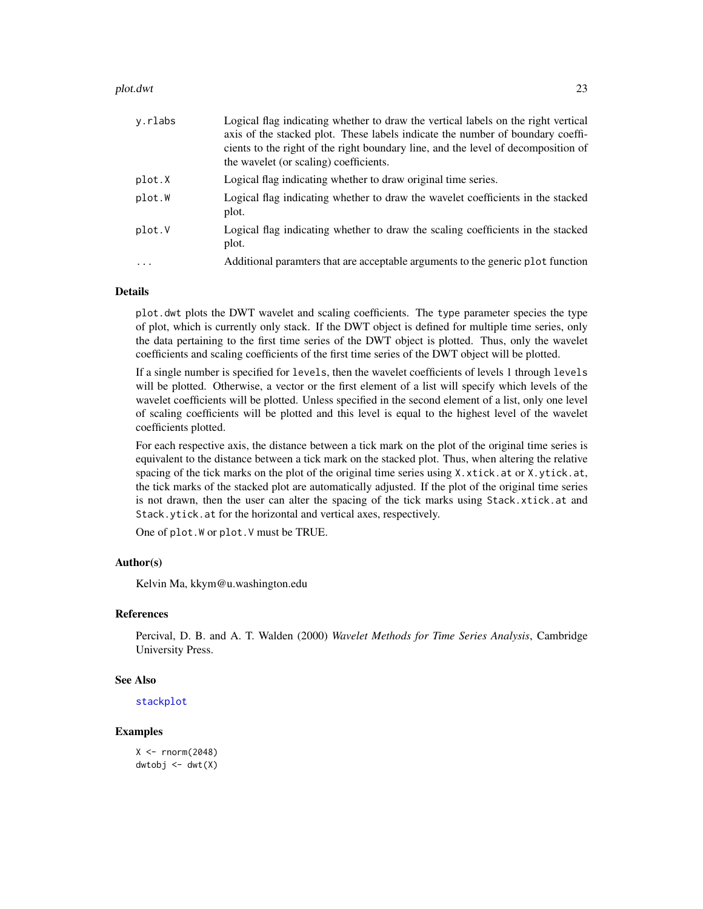| | |
|---|---|
| `y.rlabs` | Logical flag indicating whether to draw the vertical labels on the right vertical axis of the stacked plot. These labels indicate the number of boundary coefficients to the right of the right boundary line, and the level of decomposition of the wavelet (or scaling) coefficients. |
| `plot.X` | Logical flag indicating whether to draw original time series. |
| `plot.W` | Logical flag indicating whether to draw the wavelet coefficients in the stacked plot. |
| `plot.V` | Logical flag indicating whether to draw the scaling coefficients in the stacked plot. |
| `...` | Additional paramters that are acceptable arguments to the generic `plot` function |

### Details

`plot.dwt` plots the DWT wavelet and scaling coefficients. The `type` parameter species the type of plot, which is currently only stack. If the DWT object is defined for multiple time series, only the data pertaining to the first time series of the DWT object is plotted. Thus, only the wavelet coefficients and scaling coefficients of the first time series of the DWT object will be plotted.

If a single number is specified for `levels`, then the wavelet coefficients of levels 1 through `levels` will be plotted. Otherwise, a vector or the first element of a list will specify which levels of the wavelet coefficients will be plotted. Unless specified in the second element of a list, only one level of scaling coefficients will be plotted and this level is equal to the highest level of the wavelet coefficients plotted.

For each respective axis, the distance between a tick mark on the plot of the original time series is equivalent to the distance between a tick mark on the stacked plot. Thus, when altering the relative spacing of the tick marks on the plot of the original time series using `X.xtick.at` or `X.ytick.at`, the tick marks of the stacked plot are automatically adjusted. If the plot of the original time series is not drawn, then the user can alter the spacing of the tick marks using `Stack.xtick.at` and `Stack.ytick.at` for the horizontal and vertical axes, respectively.

One of `plot.W` or `plot.V` must be TRUE.

### Author(s)

Kelvin Ma, kkym@u.washington.edu

### References

Percival, D. B. and A. T. Walden (2000) *Wavelet Methods for Time Series Analysis*, Cambridge University Press.

### See Also

`stackplot`

### Examples

```
X <- rnorm(2048)
dwtobj <- dwt(X)
```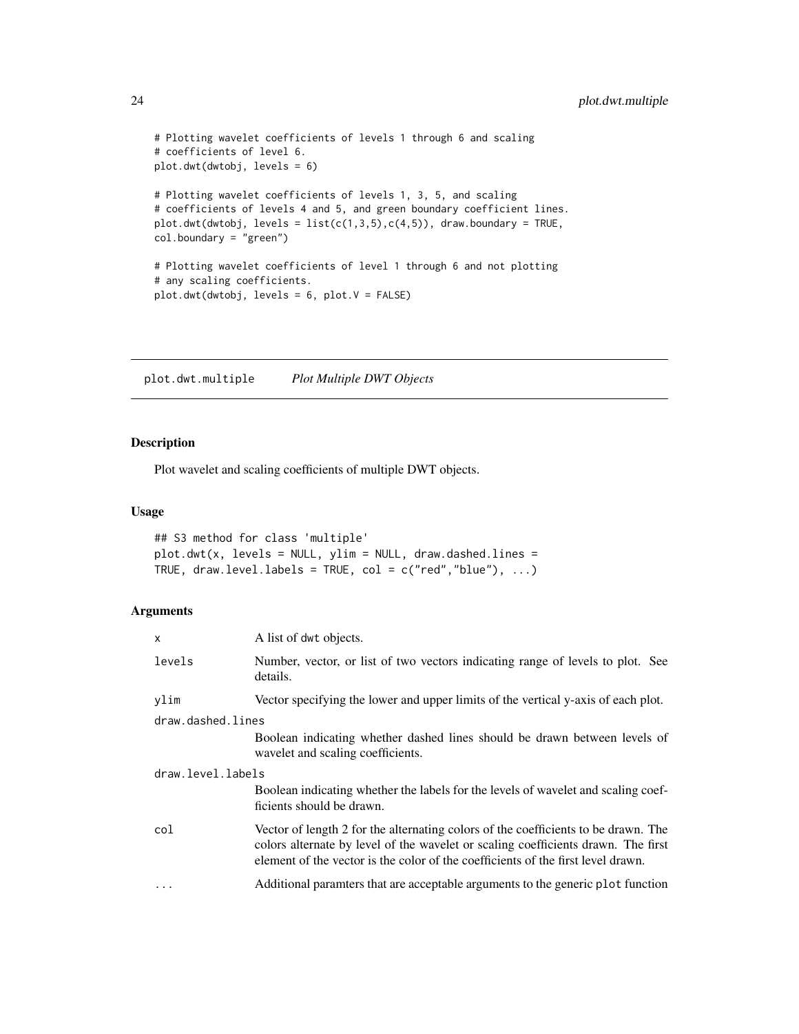```
# Plotting wavelet coefficients of levels 1 through 6 and scaling
# coefficients of level 6.
plot.dwt(dwtobj, levels = 6)

# Plotting wavelet coefficients of levels 1, 3, 5, and scaling
# coefficients of levels 4 and 5, and green boundary coefficient lines.
plot.dwt(dwtobj, levels = list(c(1,3,5),c(4,5)), draw.boundary = TRUE,
col.boundary = "green")

# Plotting wavelet coefficients of level 1 through 6 and not plotting
# any scaling coefficients.
plot.dwt(dwtobj, levels = 6, plot.V = FALSE)
```

---

## plot.dwt.multiple *Plot Multiple DWT Objects*

### Description

Plot wavelet and scaling coefficients of multiple DWT objects.

### Usage

```
## S3 method for class 'multiple'
plot.dwt(x, levels = NULL, ylim = NULL, draw.dashed.lines =
TRUE, draw.level.labels = TRUE, col = c("red","blue"), ...)
```

### Arguments

| | |
|---|---|
| `x` | A list of `dwt` objects. |
| `levels` | Number, vector, or list of two vectors indicating range of levels to plot. See details. |
| `ylim` | Vector specifying the lower and upper limits of the vertical y-axis of each plot. |
| `draw.dashed.lines` | Boolean indicating whether dashed lines should be drawn between levels of wavelet and scaling coefficients. |
| `draw.level.labels` | Boolean indicating whether the labels for the levels of wavelet and scaling coefficients should be drawn. |
| `col` | Vector of length 2 for the alternating colors of the coefficients to be drawn. The colors alternate by level of the wavelet or scaling coefficients drawn. The first element of the vector is the color of the coefficients of the first level drawn. |
| `...` | Additional paramters that are acceptable arguments to the generic `plot` function |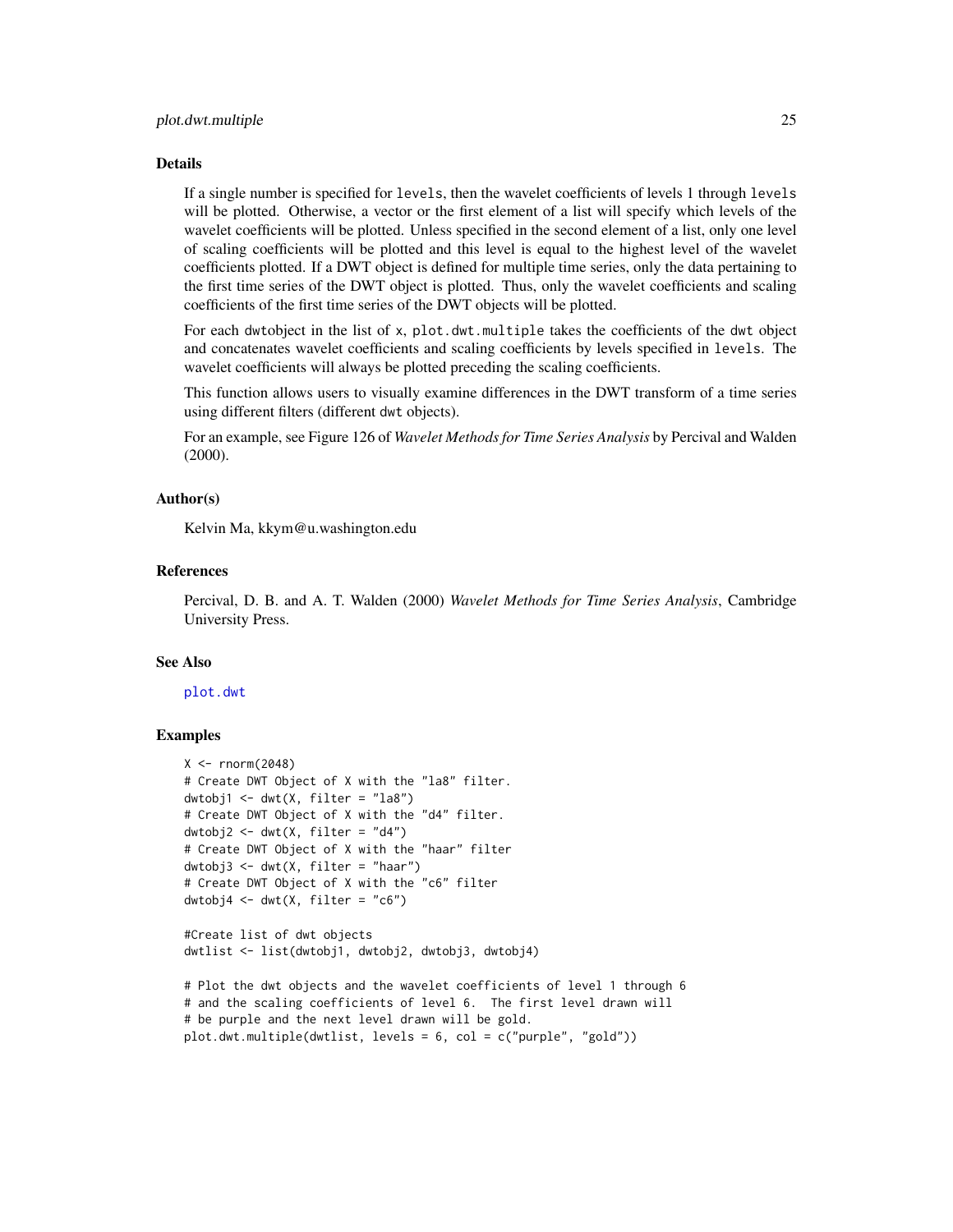## Details

If a single number is specified for `levels`, then the wavelet coefficients of levels 1 through `levels` will be plotted. Otherwise, a vector or the first element of a list will specify which levels of the wavelet coefficients will be plotted. Unless specified in the second element of a list, only one level of scaling coefficients will be plotted and this level is equal to the highest level of the wavelet coefficients plotted. If a DWT object is defined for multiple time series, only the data pertaining to the first time series of the DWT object is plotted. Thus, only the wavelet coefficients and scaling coefficients of the first time series of the DWT objects will be plotted.

For each `dwtobject` in the list of `x`, `plot.dwt.multiple` takes the coefficients of the `dwt` object and concatenates wavelet coefficients and scaling coefficients by levels specified in `levels`. The wavelet coefficients will always be plotted preceding the scaling coefficients.

This function allows users to visually examine differences in the DWT transform of a time series using different filters (different `dwt` objects).

For an example, see Figure 126 of *Wavelet Methods for Time Series Analysis* by Percival and Walden (2000).

## Author(s)

Kelvin Ma, kkym@u.washington.edu

## References

Percival, D. B. and A. T. Walden (2000) *Wavelet Methods for Time Series Analysis*, Cambridge University Press.

## See Also

`plot.dwt`

## Examples

```
X <- rnorm(2048)
# Create DWT Object of X with the "la8" filter.
dwtobj1 <- dwt(X, filter = "la8")
# Create DWT Object of X with the "d4" filter.
dwtobj2 <- dwt(X, filter = "d4")
# Create DWT Object of X with the "haar" filter
dwtobj3 <- dwt(X, filter = "haar")
# Create DWT Object of X with the "c6" filter
dwtobj4 <- dwt(X, filter = "c6")

#Create list of dwt objects
dwtlist <- list(dwtobj1, dwtobj2, dwtobj3, dwtobj4)

# Plot the dwt objects and the wavelet coefficients of level 1 through 6
# and the scaling coefficients of level 6.  The first level drawn will
# be purple and the next level drawn will be gold.
plot.dwt.multiple(dwtlist, levels = 6, col = c("purple", "gold"))
```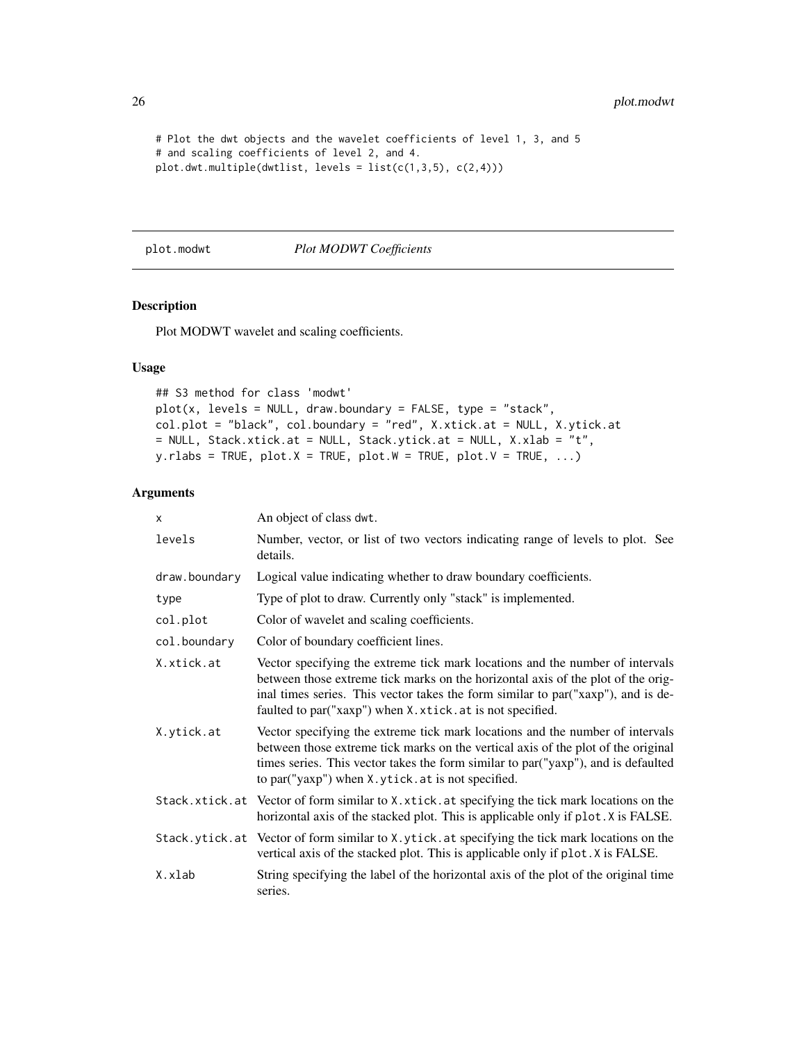```
# Plot the dwt objects and the wavelet coefficients of level 1, 3, and 5
# and scaling coefficients of level 2, and 4.
plot.dwt.multiple(dwtlist, levels = list(c(1,3,5), c(2,4)))
```

---

## plot.modwt — *Plot MODWT Coefficients*

### Description

Plot MODWT wavelet and scaling coefficients.

### Usage

```
## S3 method for class 'modwt'
plot(x, levels = NULL, draw.boundary = FALSE, type = "stack",
col.plot = "black", col.boundary = "red", X.xtick.at = NULL, X.ytick.at
= NULL, Stack.xtick.at = NULL, Stack.ytick.at = NULL, X.xlab = "t",
y.rlabs = TRUE, plot.X = TRUE, plot.W = TRUE, plot.V = TRUE, ...)
```

### Arguments

| | |
|---|---|
| `x` | An object of class `dwt`. |
| `levels` | Number, vector, or list of two vectors indicating range of levels to plot. See details. |
| `draw.boundary` | Logical value indicating whether to draw boundary coefficients. |
| `type` | Type of plot to draw. Currently only "stack" is implemented. |
| `col.plot` | Color of wavelet and scaling coefficients. |
| `col.boundary` | Color of boundary coefficient lines. |
| `X.xtick.at` | Vector specifying the extreme tick mark locations and the number of intervals between those extreme tick marks on the horizontal axis of the plot of the original times series. This vector takes the form similar to par("xaxp"), and is defaulted to par("xaxp") when `X.xtick.at` is not specified. |
| `X.ytick.at` | Vector specifying the extreme tick mark locations and the number of intervals between those extreme tick marks on the vertical axis of the plot of the original times series. This vector takes the form similar to par("yaxp"), and is defaulted to par("yaxp") when `X.ytick.at` is not specified. |
| `Stack.xtick.at` | Vector of form similar to `X.xtick.at` specifying the tick mark locations on the horizontal axis of the stacked plot. This is applicable only if `plot.X` is FALSE. |
| `Stack.ytick.at` | Vector of form similar to `X.ytick.at` specifying the tick mark locations on the vertical axis of the stacked plot. This is applicable only if `plot.X` is FALSE. |
| `X.xlab` | String specifying the label of the horizontal axis of the plot of the original time series. |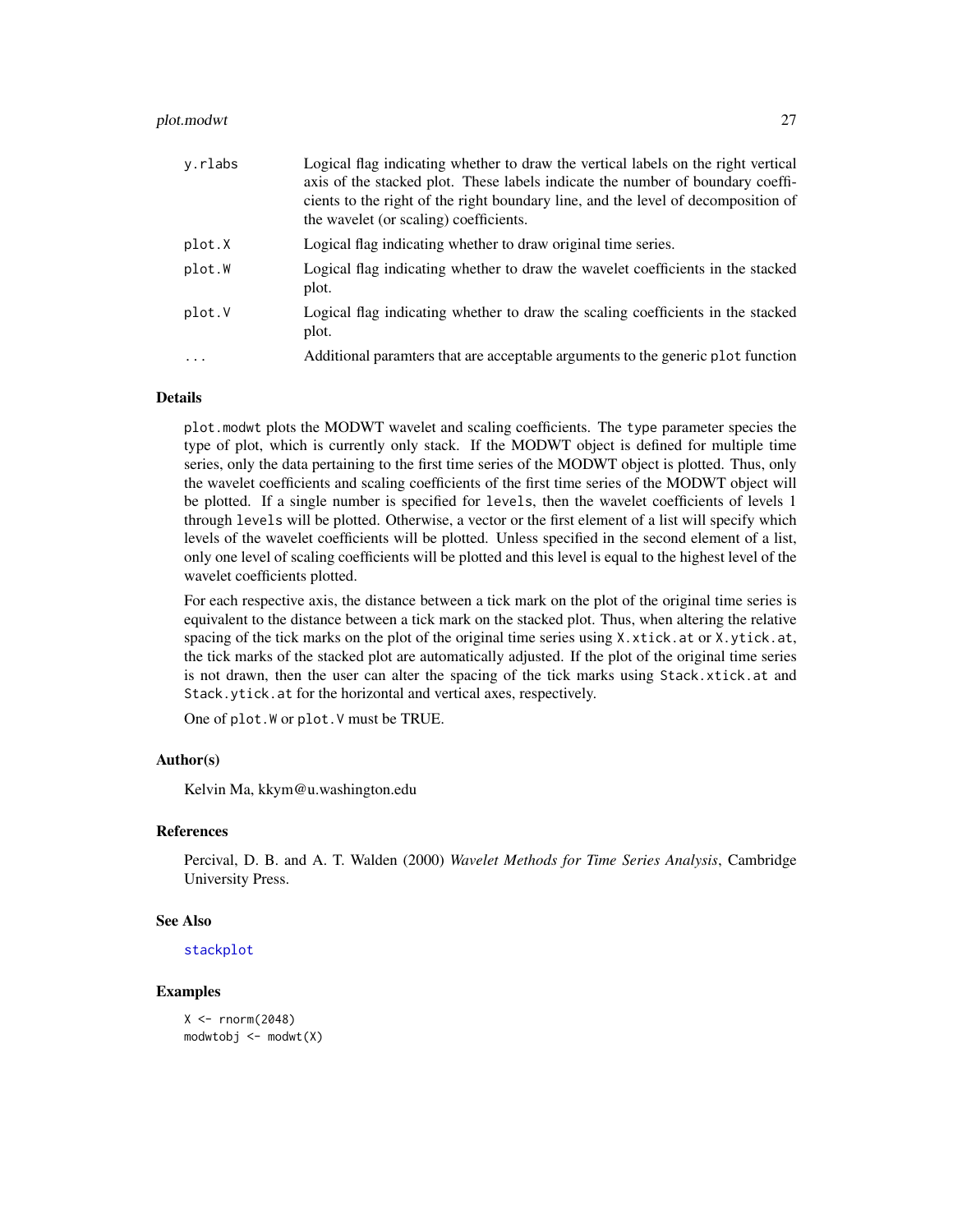| | |
|---|---|
| y.rlabs | Logical flag indicating whether to draw the vertical labels on the right vertical axis of the stacked plot. These labels indicate the number of boundary coefficients to the right of the right boundary line, and the level of decomposition of the wavelet (or scaling) coefficients. |
| plot.X | Logical flag indicating whether to draw original time series. |
| plot.W | Logical flag indicating whether to draw the wavelet coefficients in the stacked plot. |
| plot.V | Logical flag indicating whether to draw the scaling coefficients in the stacked plot. |
| ... | Additional paramters that are acceptable arguments to the generic plot function |

## Details

plot.modwt plots the MODWT wavelet and scaling coefficients. The type parameter species the type of plot, which is currently only stack. If the MODWT object is defined for multiple time series, only the data pertaining to the first time series of the MODWT object is plotted. Thus, only the wavelet coefficients and scaling coefficients of the first time series of the MODWT object will be plotted. If a single number is specified for levels, then the wavelet coefficients of levels 1 through levels will be plotted. Otherwise, a vector or the first element of a list will specify which levels of the wavelet coefficients will be plotted. Unless specified in the second element of a list, only one level of scaling coefficients will be plotted and this level is equal to the highest level of the wavelet coefficients plotted.

For each respective axis, the distance between a tick mark on the plot of the original time series is equivalent to the distance between a tick mark on the stacked plot. Thus, when altering the relative spacing of the tick marks on the plot of the original time series using X.xtick.at or X.ytick.at, the tick marks of the stacked plot are automatically adjusted. If the plot of the original time series is not drawn, then the user can alter the spacing of the tick marks using Stack.xtick.at and Stack.ytick.at for the horizontal and vertical axes, respectively.

One of plot.W or plot.V must be TRUE.

## Author(s)

Kelvin Ma, kkym@u.washington.edu

## References

Percival, D. B. and A. T. Walden (2000) *Wavelet Methods for Time Series Analysis*, Cambridge University Press.

## See Also

stackplot

## Examples

```
X <- rnorm(2048)
modwtobj <- modwt(X)
```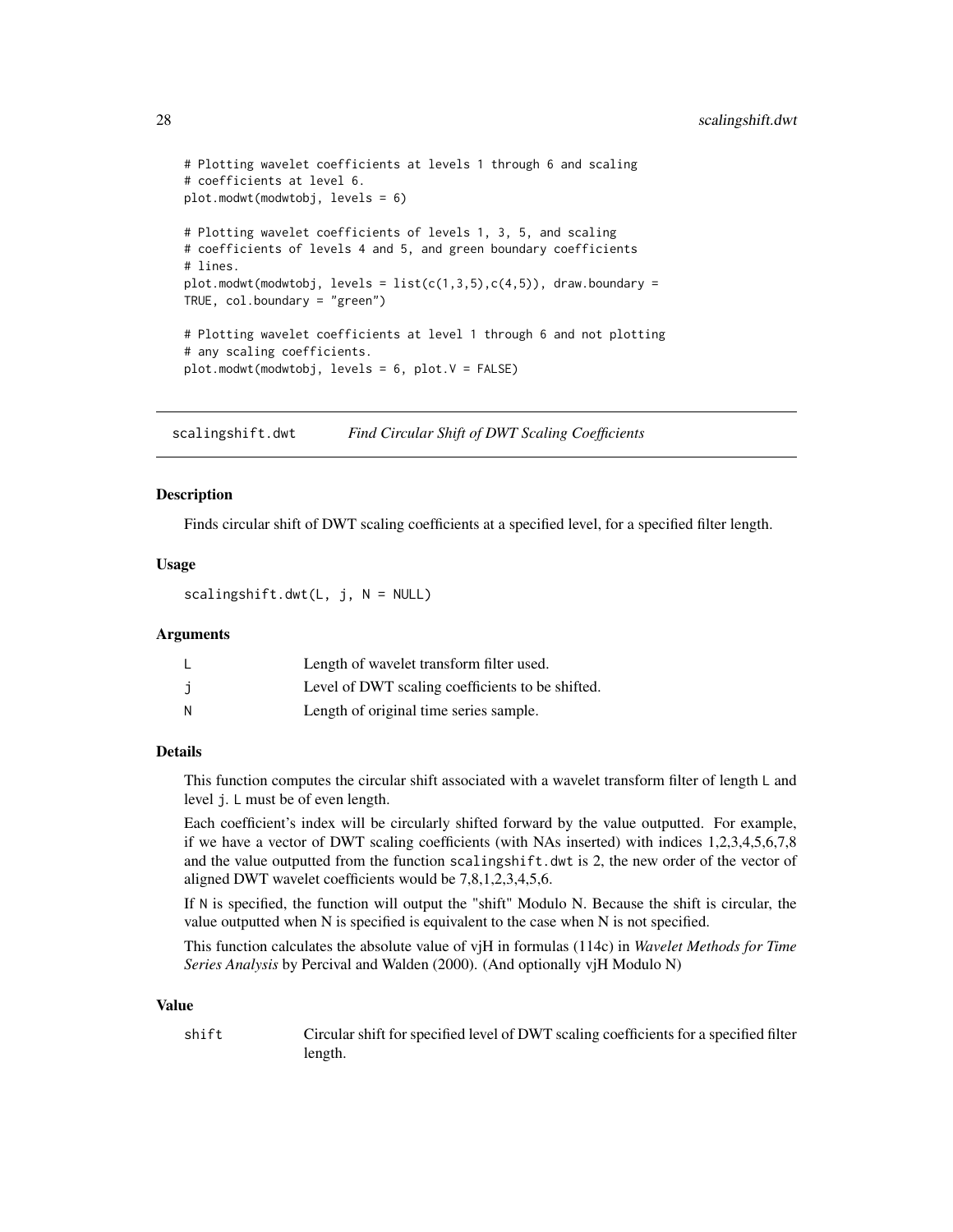```
# Plotting wavelet coefficients at levels 1 through 6 and scaling
# coefficients at level 6.
plot.modwt(modwtobj, levels = 6)

# Plotting wavelet coefficients of levels 1, 3, 5, and scaling
# coefficients of levels 4 and 5, and green boundary coefficients
# lines.
plot.modwt(modwtobj, levels = list(c(1,3,5),c(4,5)), draw.boundary =
TRUE, col.boundary = "green")

# Plotting wavelet coefficients at level 1 through 6 and not plotting
# any scaling coefficients.
plot.modwt(modwtobj, levels = 6, plot.V = FALSE)
```

---

## scalingshift.dwt *Find Circular Shift of DWT Scaling Coefficients*

---

### Description

Finds circular shift of DWT scaling coefficients at a specified level, for a specified filter length.

### Usage

```
scalingshift.dwt(L, j, N = NULL)
```

### Arguments

| | |
|---|---|
| L | Length of wavelet transform filter used. |
| j | Level of DWT scaling coefficients to be shifted. |
| N | Length of original time series sample. |

### Details

This function computes the circular shift associated with a wavelet transform filter of length `L` and level `j`. `L` must be of even length.

Each coefficient's index will be circularly shifted forward by the value outputted. For example, if we have a vector of DWT scaling coefficients (with NAs inserted) with indices 1,2,3,4,5,6,7,8 and the value outputted from the function `scalingshift.dwt` is 2, the new order of the vector of aligned DWT wavelet coefficients would be 7,8,1,2,3,4,5,6.

If `N` is specified, the function will output the "shift" Modulo N. Because the shift is circular, the value outputted when N is specified is equivalent to the case when N is not specified.

This function calculates the absolute value of vjH in formulas (114c) in *Wavelet Methods for Time Series Analysis* by Percival and Walden (2000). (And optionally vjH Modulo N)

### Value

| | |
|---|---|
| shift | Circular shift for specified level of DWT scaling coefficients for a specified filter length. |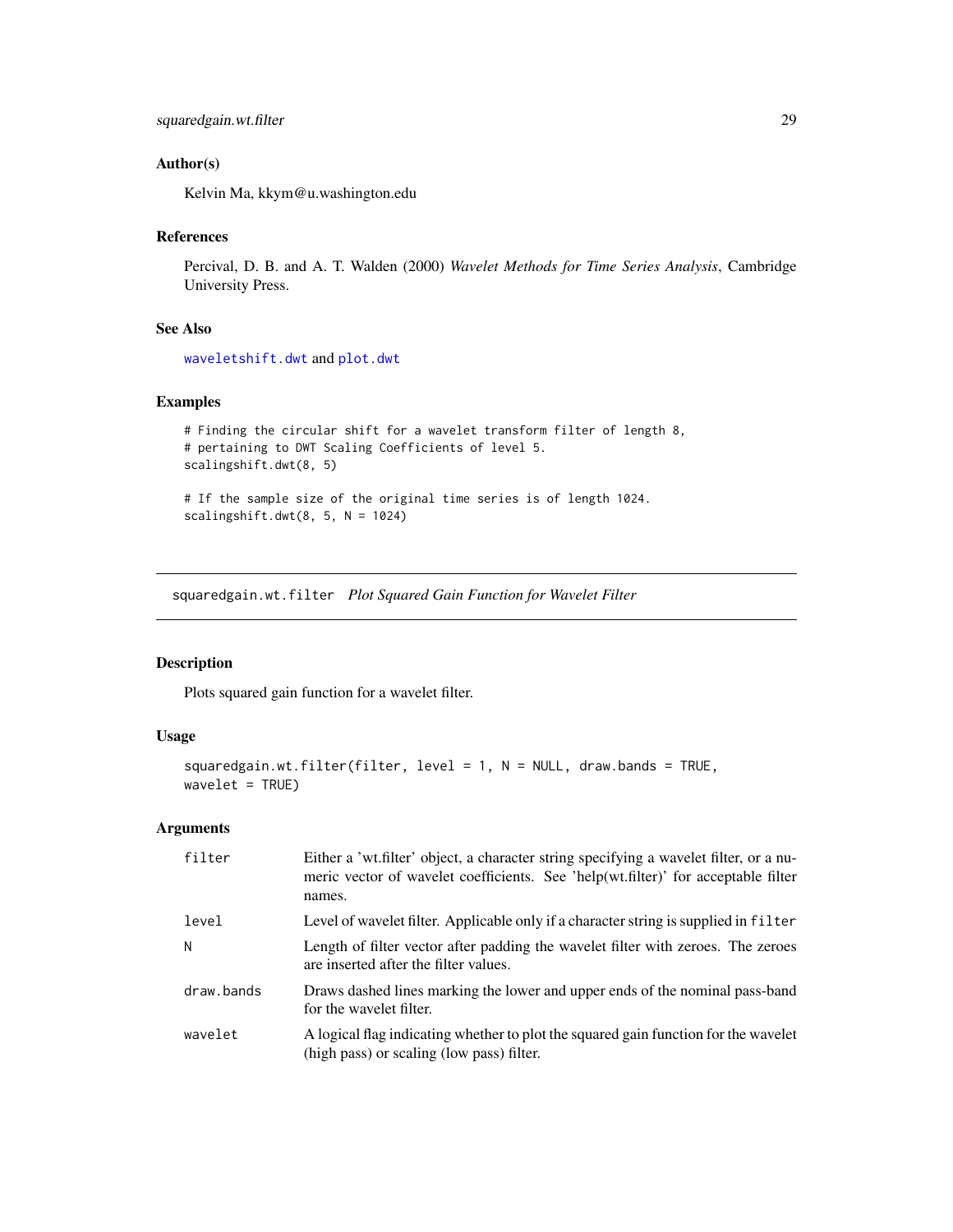### Author(s)

Kelvin Ma, kkym@u.washington.edu

### References

Percival, D. B. and A. T. Walden (2000) *Wavelet Methods for Time Series Analysis*, Cambridge University Press.

### See Also

waveletshift.dwt and plot.dwt

### Examples

```
# Finding the circular shift for a wavelet transform filter of length 8,
# pertaining to DWT Scaling Coefficients of level 5.
scalingshift.dwt(8, 5)

# If the sample size of the original time series is of length 1024.
scalingshift.dwt(8, 5, N = 1024)
```

---

## squaredgain.wt.filter *Plot Squared Gain Function for Wavelet Filter*

### Description

Plots squared gain function for a wavelet filter.

### Usage

```
squaredgain.wt.filter(filter, level = 1, N = NULL, draw.bands = TRUE,
wavelet = TRUE)
```

### Arguments

| | |
|---|---|
| filter | Either a 'wt.filter' object, a character string specifying a wavelet filter, or a numeric vector of wavelet coefficients. See 'help(wt.filter)' for acceptable filter names. |
| level | Level of wavelet filter. Applicable only if a character string is supplied in `filter` |
| N | Length of filter vector after padding the wavelet filter with zeroes. The zeroes are inserted after the filter values. |
| draw.bands | Draws dashed lines marking the lower and upper ends of the nominal pass-band for the wavelet filter. |
| wavelet | A logical flag indicating whether to plot the squared gain function for the wavelet (high pass) or scaling (low pass) filter. |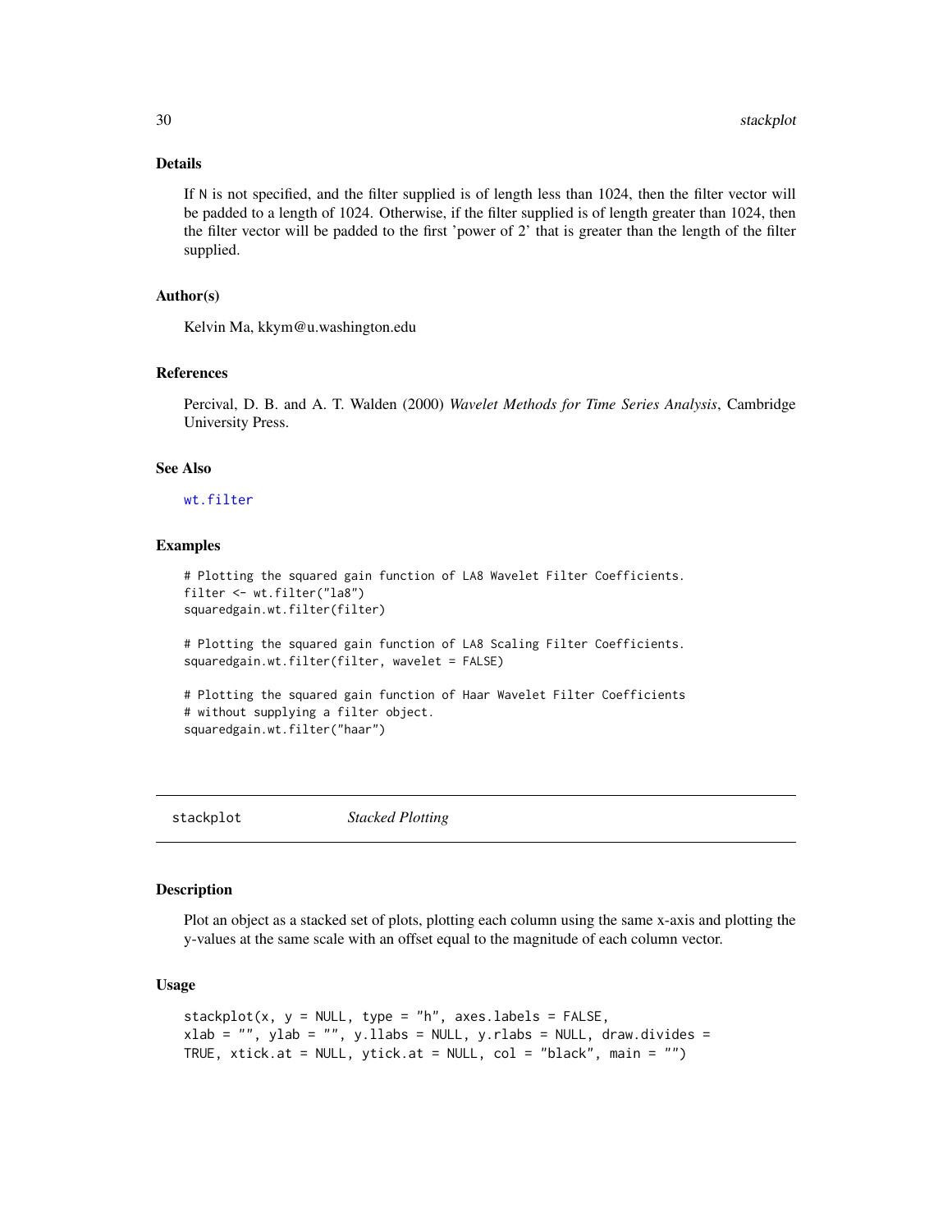### Details

If N is not specified, and the filter supplied is of length less than 1024, then the filter vector will be padded to a length of 1024. Otherwise, if the filter supplied is of length greater than 1024, then the filter vector will be padded to the first 'power of 2' that is greater than the length of the filter supplied.

### Author(s)

Kelvin Ma, kkym@u.washington.edu

### References

Percival, D. B. and A. T. Walden (2000) *Wavelet Methods for Time Series Analysis*, Cambridge University Press.

### See Also

`wt.filter`

### Examples

```
# Plotting the squared gain function of LA8 Wavelet Filter Coefficients.
filter <- wt.filter("la8")
squaredgain.wt.filter(filter)

# Plotting the squared gain function of LA8 Scaling Filter Coefficients.
squaredgain.wt.filter(filter, wavelet = FALSE)

# Plotting the squared gain function of Haar Wavelet Filter Coefficients
# without supplying a filter object.
squaredgain.wt.filter("haar")
```

---

## stackplot *Stacked Plotting*

### Description

Plot an object as a stacked set of plots, plotting each column using the same x-axis and plotting the y-values at the same scale with an offset equal to the magnitude of each column vector.

### Usage

```
stackplot(x, y = NULL, type = "h", axes.labels = FALSE,
xlab = "", ylab = "", y.llabs = NULL, y.rlabs = NULL, draw.divides =
TRUE, xtick.at = NULL, ytick.at = NULL, col = "black", main = "")
```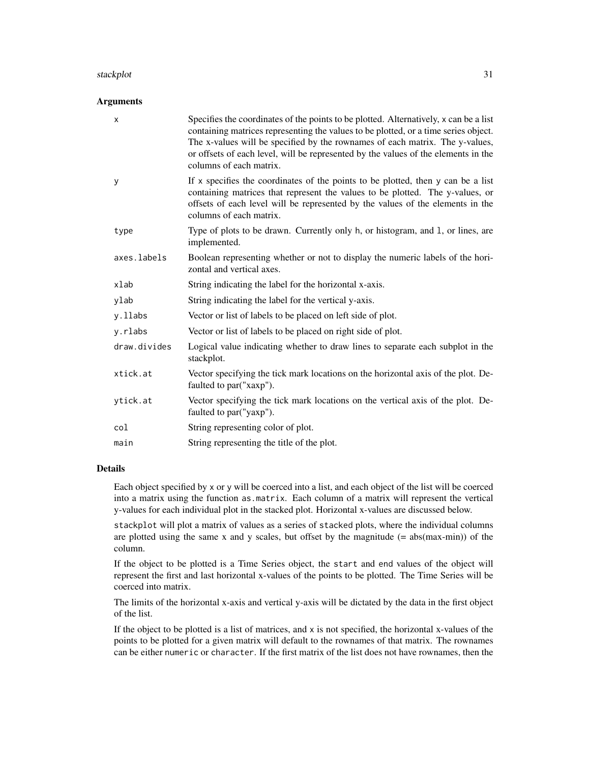## Arguments

| | |
|---|---|
| `x` | Specifies the coordinates of the points to be plotted. Alternatively, `x` can be a list containing matrices representing the values to be plotted, or a time series object. The x-values will be specified by the rownames of each matrix. The y-values, or offsets of each level, will be represented by the values of the elements in the columns of each matrix. |
| `y` | If `x` specifies the coordinates of the points to be plotted, then `y` can be a list containing matrices that represent the values to be plotted. The y-values, or offsets of each level will be represented by the values of the elements in the columns of each matrix. |
| `type` | Type of plots to be drawn. Currently only `h`, or histogram, and `l`, or lines, are implemented. |
| `axes.labels` | Boolean representing whether or not to display the numeric labels of the horizontal and vertical axes. |
| `xlab` | String indicating the label for the horizontal x-axis. |
| `ylab` | String indicating the label for the vertical y-axis. |
| `y.llabs` | Vector or list of labels to be placed on left side of plot. |
| `y.rlabs` | Vector or list of labels to be placed on right side of plot. |
| `draw.divides` | Logical value indicating whether to draw lines to separate each subplot in the stackplot. |
| `xtick.at` | Vector specifying the tick mark locations on the horizontal axis of the plot. Defaulted to par("xaxp"). |
| `ytick.at` | Vector specifying the tick mark locations on the vertical axis of the plot. Defaulted to par("yaxp"). |
| `col` | String representing color of plot. |
| `main` | String representing the title of the plot. |

## Details

Each object specified by `x` or `y` will be coerced into a list, and each object of the list will be coerced into a matrix using the function `as.matrix`. Each column of a matrix will represent the vertical y-values for each individual plot in the stacked plot. Horizontal x-values are discussed below.

`stackplot` will plot a matrix of values as a series of stacked plots, where the individual columns are plotted using the same x and y scales, but offset by the magnitude (= abs(max-min)) of the column.

If the object to be plotted is a Time Series object, the `start` and `end` values of the object will represent the first and last horizontal x-values of the points to be plotted. The Time Series will be coerced into matrix.

The limits of the horizontal x-axis and vertical y-axis will be dictated by the data in the first object of the list.

If the object to be plotted is a list of matrices, and `x` is not specified, the horizontal x-values of the points to be plotted for a given matrix will default to the rownames of that matrix. The rownames can be either `numeric` or `character`. If the first matrix of the list does not have rownames, then the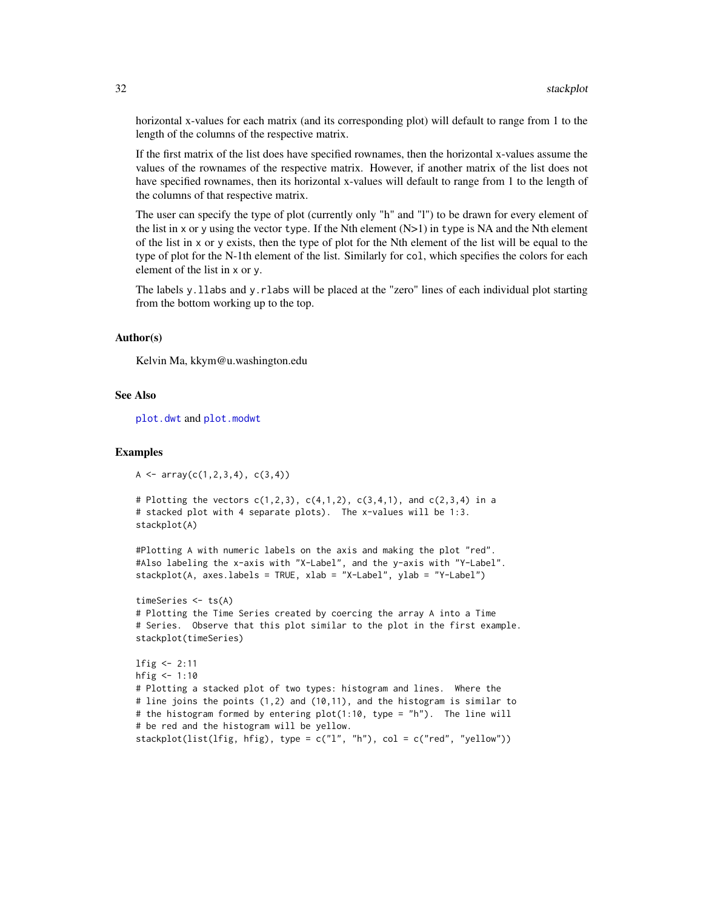horizontal x-values for each matrix (and its corresponding plot) will default to range from 1 to the length of the columns of the respective matrix.

If the first matrix of the list does have specified rownames, then the horizontal x-values assume the values of the rownames of the respective matrix. However, if another matrix of the list does not have specified rownames, then its horizontal x-values will default to range from 1 to the length of the columns of that respective matrix.

The user can specify the type of plot (currently only "h" and "l") to be drawn for every element of the list in x or y using the vector type. If the Nth element (N>1) in type is NA and the Nth element of the list in x or y exists, then the type of plot for the Nth element of the list will be equal to the type of plot for the N-1th element of the list. Similarly for col, which specifies the colors for each element of the list in x or y.

The labels y.llabs and y.rlabs will be placed at the "zero" lines of each individual plot starting from the bottom working up to the top.

## Author(s)

Kelvin Ma, kkym@u.washington.edu

## See Also

plot.dwt and plot.modwt

## Examples

```
A <- array(c(1,2,3,4), c(3,4))

# Plotting the vectors c(1,2,3), c(4,1,2), c(3,4,1), and c(2,3,4) in a
# stacked plot with 4 separate plots).  The x-values will be 1:3.
stackplot(A)

#Plotting A with numeric labels on the axis and making the plot "red".
#Also labeling the x-axis with "X-Label", and the y-axis with "Y-Label".
stackplot(A, axes.labels = TRUE, xlab = "X-Label", ylab = "Y-Label")

timeSeries <- ts(A)
# Plotting the Time Series created by coercing the array A into a Time
# Series.  Observe that this plot similar to the plot in the first example.
stackplot(timeSeries)

lfig <- 2:11
hfig <- 1:10
# Plotting a stacked plot of two types: histogram and lines.  Where the
# line joins the points (1,2) and (10,11), and the histogram is similar to
# the histogram formed by entering plot(1:10, type = "h").  The line will
# be red and the histogram will be yellow.
stackplot(list(lfig, hfig), type = c("l", "h"), col = c("red", "yellow"))
```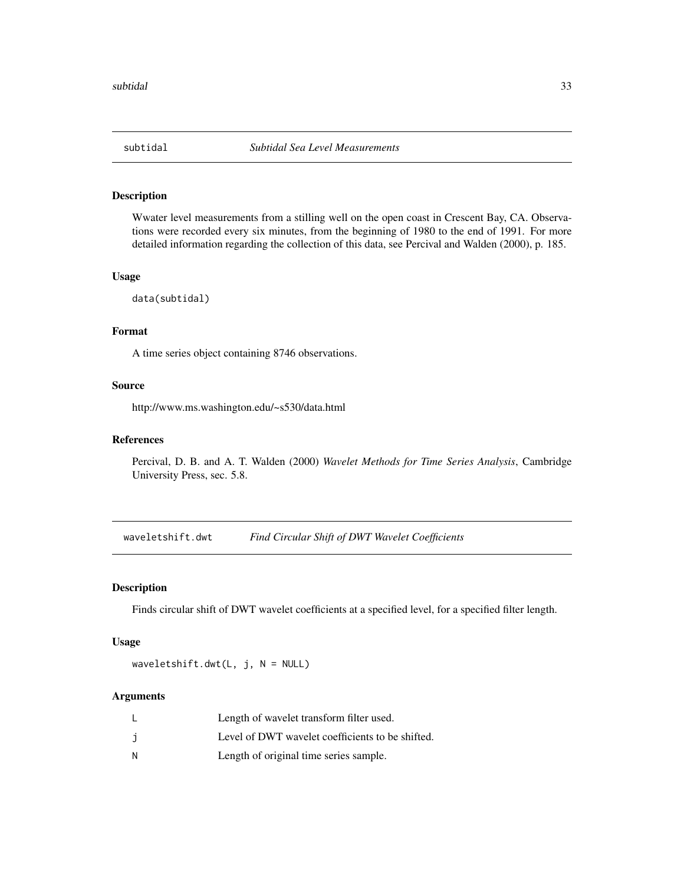## subtidal — *Subtidal Sea Level Measurements*

### Description

Wwater level measurements from a stilling well on the open coast in Crescent Bay, CA. Observations were recorded every six minutes, from the beginning of 1980 to the end of 1991. For more detailed information regarding the collection of this data, see Percival and Walden (2000), p. 185.

### Usage

```
data(subtidal)
```

### Format

A time series object containing 8746 observations.

### Source

http://www.ms.washington.edu/~s530/data.html

### References

Percival, D. B. and A. T. Walden (2000) *Wavelet Methods for Time Series Analysis*, Cambridge University Press, sec. 5.8.

## waveletshift.dwt — *Find Circular Shift of DWT Wavelet Coefficients*

### Description

Finds circular shift of DWT wavelet coefficients at a specified level, for a specified filter length.

### Usage

```
waveletshift.dwt(L, j, N = NULL)
```

### Arguments

| | |
|---|---|
| L | Length of wavelet transform filter used. |
| j | Level of DWT wavelet coefficients to be shifted. |
| N | Length of original time series sample. |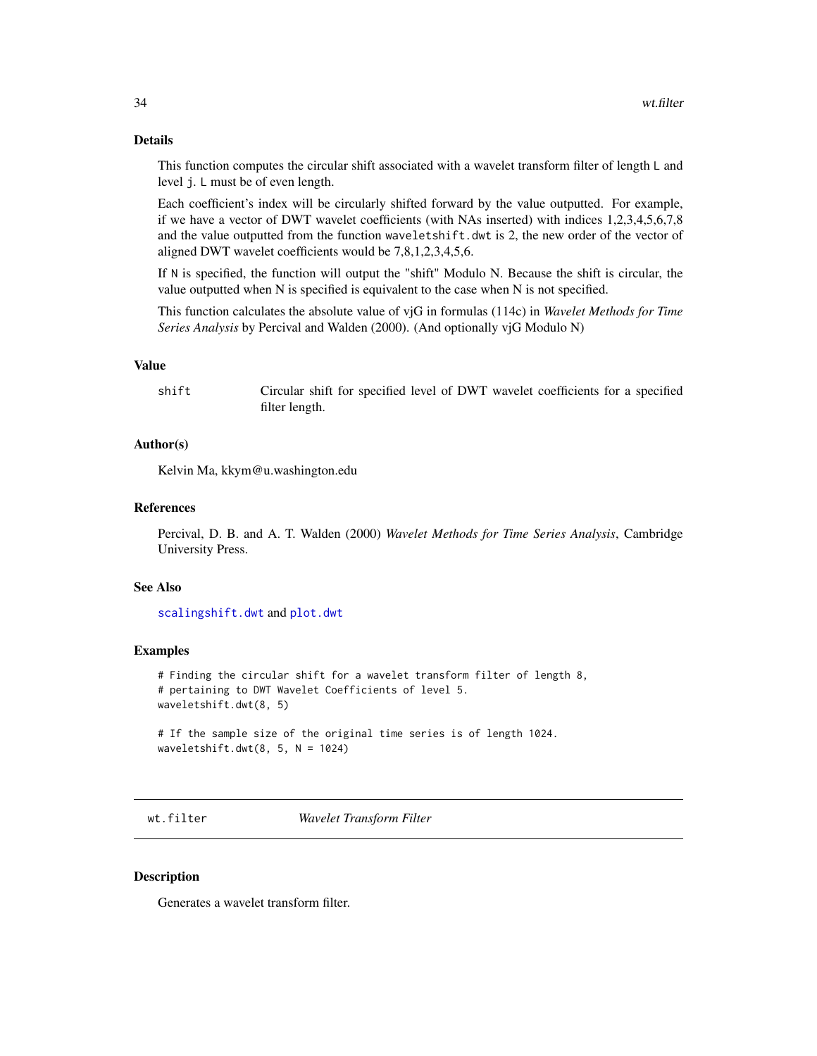## Details

This function computes the circular shift associated with a wavelet transform filter of length L and level j. L must be of even length.

Each coefficient's index will be circularly shifted forward by the value outputted. For example, if we have a vector of DWT wavelet coefficients (with NAs inserted) with indices 1,2,3,4,5,6,7,8 and the value outputted from the function waveletshift.dwt is 2, the new order of the vector of aligned DWT wavelet coefficients would be 7,8,1,2,3,4,5,6.

If N is specified, the function will output the "shift" Modulo N. Because the shift is circular, the value outputted when N is specified is equivalent to the case when N is not specified.

This function calculates the absolute value of vjG in formulas (114c) in *Wavelet Methods for Time Series Analysis* by Percival and Walden (2000). (And optionally vjG Modulo N)

## Value

| | |
|---|---|
| shift | Circular shift for specified level of DWT wavelet coefficients for a specified filter length. |

## Author(s)

Kelvin Ma, kkym@u.washington.edu

## References

Percival, D. B. and A. T. Walden (2000) *Wavelet Methods for Time Series Analysis*, Cambridge University Press.

## See Also

scalingshift.dwt and plot.dwt

## Examples

```
# Finding the circular shift for a wavelet transform filter of length 8,
# pertaining to DWT Wavelet Coefficients of level 5.
waveletshift.dwt(8, 5)

# If the sample size of the original time series is of length 1024.
waveletshift.dwt(8, 5, N = 1024)
```

---

# wt.filter *Wavelet Transform Filter*

## Description

Generates a wavelet transform filter.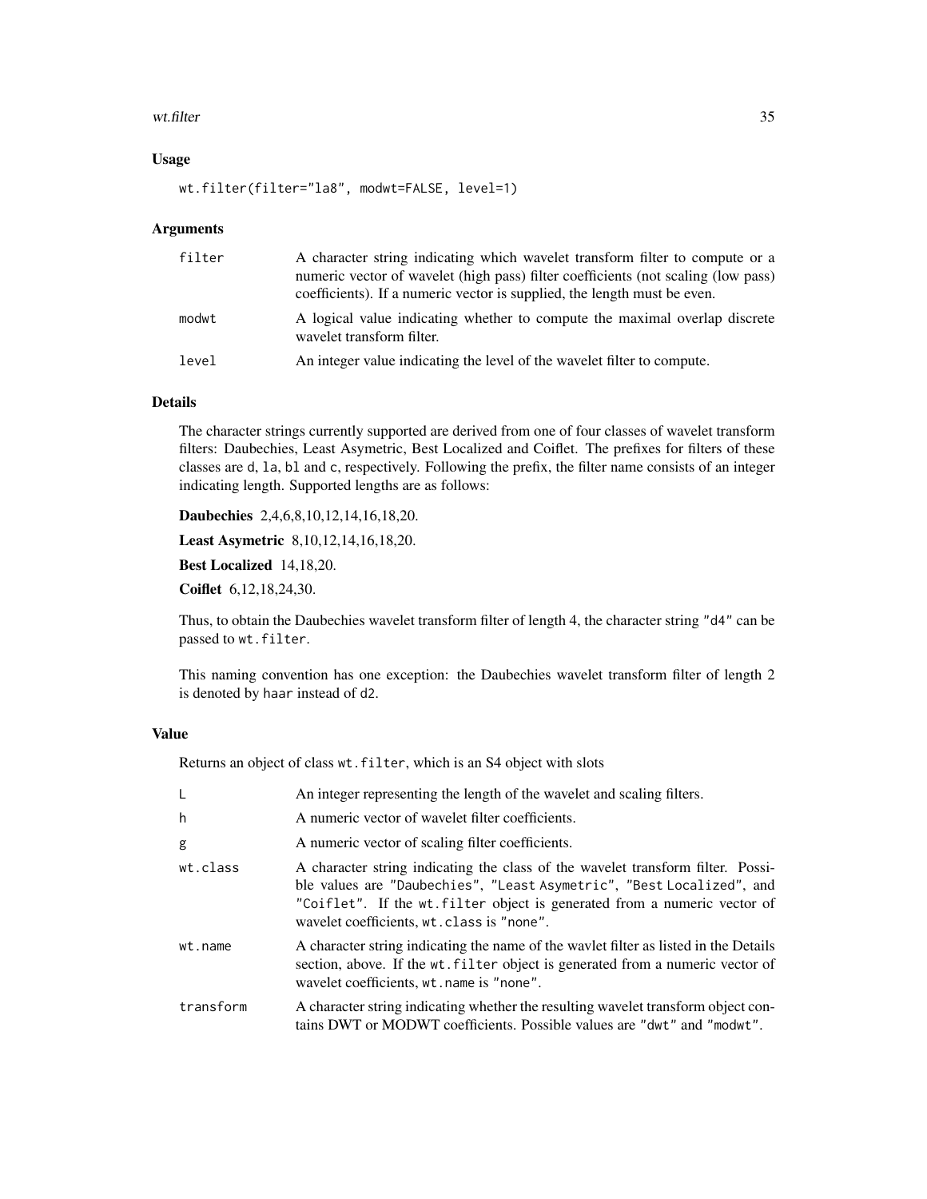## Usage

```
wt.filter(filter="la8", modwt=FALSE, level=1)
```

## Arguments

| | |
|---|---|
| filter | A character string indicating which wavelet transform filter to compute or a numeric vector of wavelet (high pass) filter coefficients (not scaling (low pass) coefficients). If a numeric vector is supplied, the length must be even. |
| modwt | A logical value indicating whether to compute the maximal overlap discrete wavelet transform filter. |
| level | An integer value indicating the level of the wavelet filter to compute. |

## Details

The character strings currently supported are derived from one of four classes of wavelet transform filters: Daubechies, Least Asymetric, Best Localized and Coiflet. The prefixes for filters of these classes are `d`, `la`, `bl` and `c`, respectively. Following the prefix, the filter name consists of an integer indicating length. Supported lengths are as follows:

**Daubechies** 2,4,6,8,10,12,14,16,18,20.

**Least Asymetric** 8,10,12,14,16,18,20.

**Best Localized** 14,18,20.

**Coiflet** 6,12,18,24,30.

Thus, to obtain the Daubechies wavelet transform filter of length 4, the character string `"d4"` can be passed to `wt.filter`.

This naming convention has one exception: the Daubechies wavelet transform filter of length 2 is denoted by `haar` instead of `d2`.

## Value

Returns an object of class `wt.filter`, which is an S4 object with slots

| | |
|---|---|
| L | An integer representing the length of the wavelet and scaling filters. |
| h | A numeric vector of wavelet filter coefficients. |
| g | A numeric vector of scaling filter coefficients. |
| wt.class | A character string indicating the class of the wavelet transform filter. Possible values are `"Daubechies"`, `"Least Asymetric"`, `"Best Localized"`, and `"Coiflet"`. If the `wt.filter` object is generated from a numeric vector of wavelet coefficients, `wt.class` is `"none"`. |
| wt.name | A character string indicating the name of the wavlet filter as listed in the Details section, above. If the `wt.filter` object is generated from a numeric vector of wavelet coefficients, `wt.name` is `"none"`. |
| transform | A character string indicating whether the resulting wavelet transform object contains DWT or MODWT coefficients. Possible values are `"dwt"` and `"modwt"`. |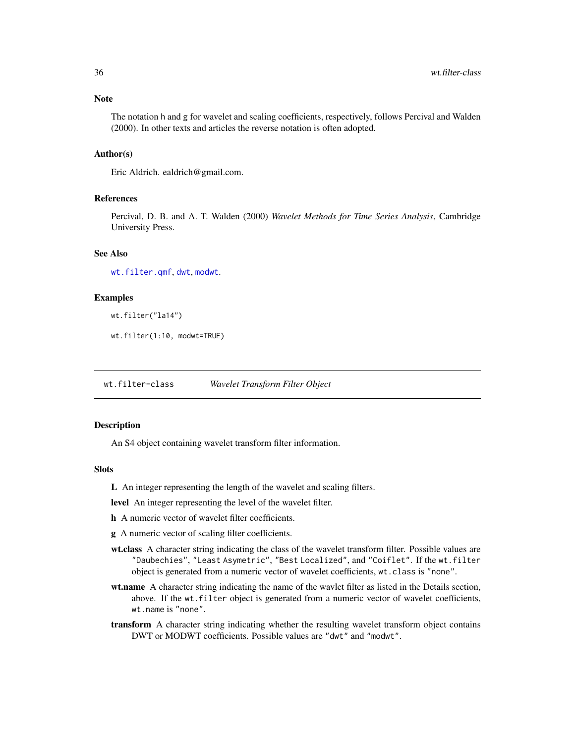### Note

The notation `h` and `g` for wavelet and scaling coefficients, respectively, follows Percival and Walden (2000). In other texts and articles the reverse notation is often adopted.

### Author(s)

Eric Aldrich. ealdrich@gmail.com.

### References

Percival, D. B. and A. T. Walden (2000) *Wavelet Methods for Time Series Analysis*, Cambridge University Press.

### See Also

`wt.filter.qmf`, `dwt`, `modwt`.

### Examples

```
wt.filter("la14")

wt.filter(1:10, modwt=TRUE)
```

---

## wt.filter-class &nbsp;&nbsp;&nbsp; *Wavelet Transform Filter Object*

### Description

An S4 object containing wavelet transform filter information.

### Slots

- **L** An integer representing the length of the wavelet and scaling filters.
- **level** An integer representing the level of the wavelet filter.
- **h** A numeric vector of wavelet filter coefficients.
- **g** A numeric vector of scaling filter coefficients.
- **wt.class** A character string indicating the class of the wavelet transform filter. Possible values are `"Daubechies"`, `"Least Asymetric"`, `"Best Localized"`, and `"Coiflet"`. If the `wt.filter` object is generated from a numeric vector of wavelet coefficients, `wt.class` is `"none"`.
- **wt.name** A character string indicating the name of the wavlet filter as listed in the Details section, above. If the `wt.filter` object is generated from a numeric vector of wavelet coefficients, `wt.name` is `"none"`.
- **transform** A character string indicating whether the resulting wavelet transform object contains DWT or MODWT coefficients. Possible values are `"dwt"` and `"modwt"`.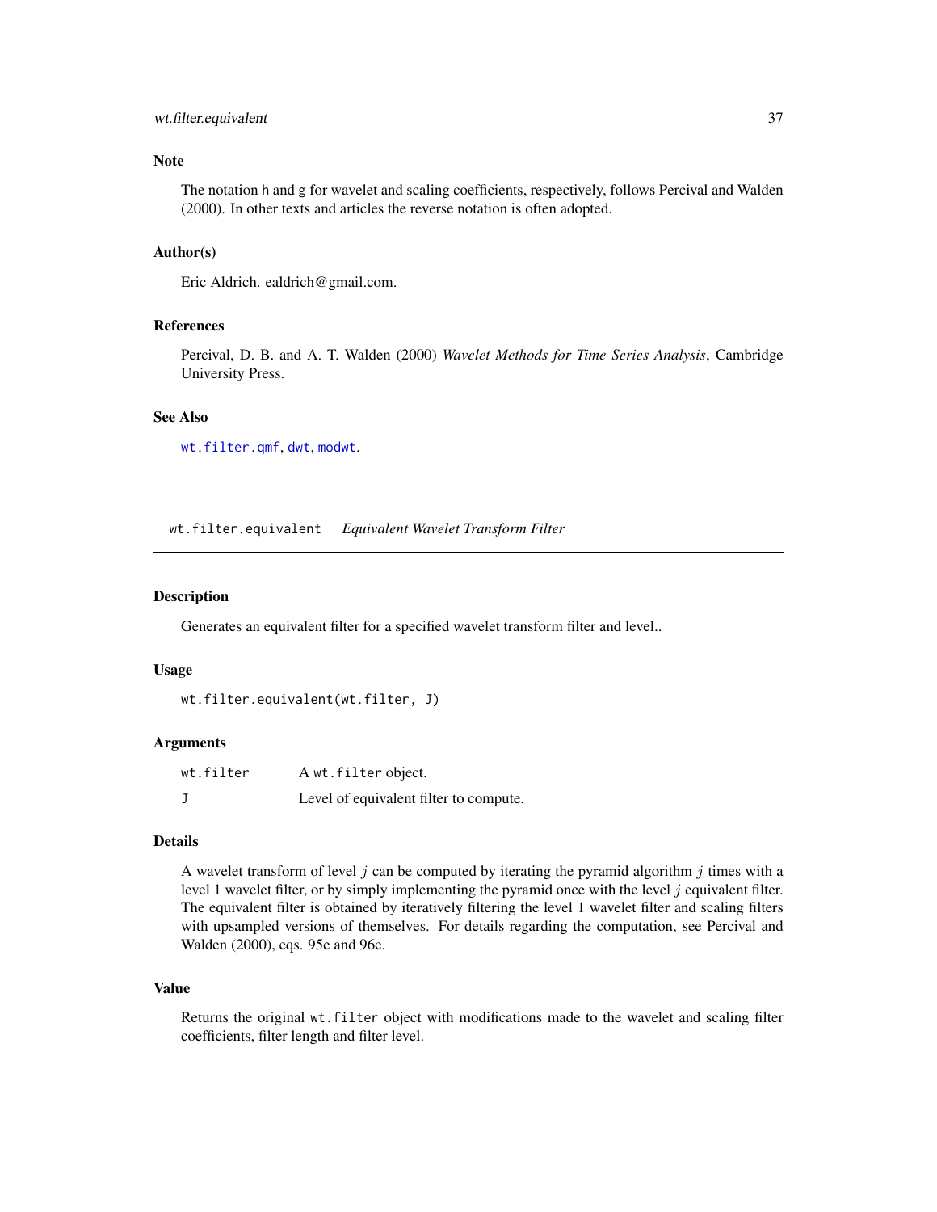### Note

The notation `h` and `g` for wavelet and scaling coefficients, respectively, follows Percival and Walden (2000). In other texts and articles the reverse notation is often adopted.

### Author(s)

Eric Aldrich. ealdrich@gmail.com.

### References

Percival, D. B. and A. T. Walden (2000) *Wavelet Methods for Time Series Analysis*, Cambridge University Press.

### See Also

`wt.filter.qmf`, `dwt`, `modwt`.

---

## wt.filter.equivalent — *Equivalent Wavelet Transform Filter*

---

### Description

Generates an equivalent filter for a specified wavelet transform filter and level..

### Usage

```
wt.filter.equivalent(wt.filter, J)
```

### Arguments

| | |
|---|---|
| `wt.filter` | A `wt.filter` object. |
| `J` | Level of equivalent filter to compute. |

### Details

A wavelet transform of level $j$ can be computed by iterating the pyramid algorithm $j$ times with a level 1 wavelet filter, or by simply implementing the pyramid once with the level $j$ equivalent filter. The equivalent filter is obtained by iteratively filtering the level 1 wavelet filter and scaling filters with upsampled versions of themselves. For details regarding the computation, see Percival and Walden (2000), eqs. 95e and 96e.

### Value

Returns the original `wt.filter` object with modifications made to the wavelet and scaling filter coefficients, filter length and filter level.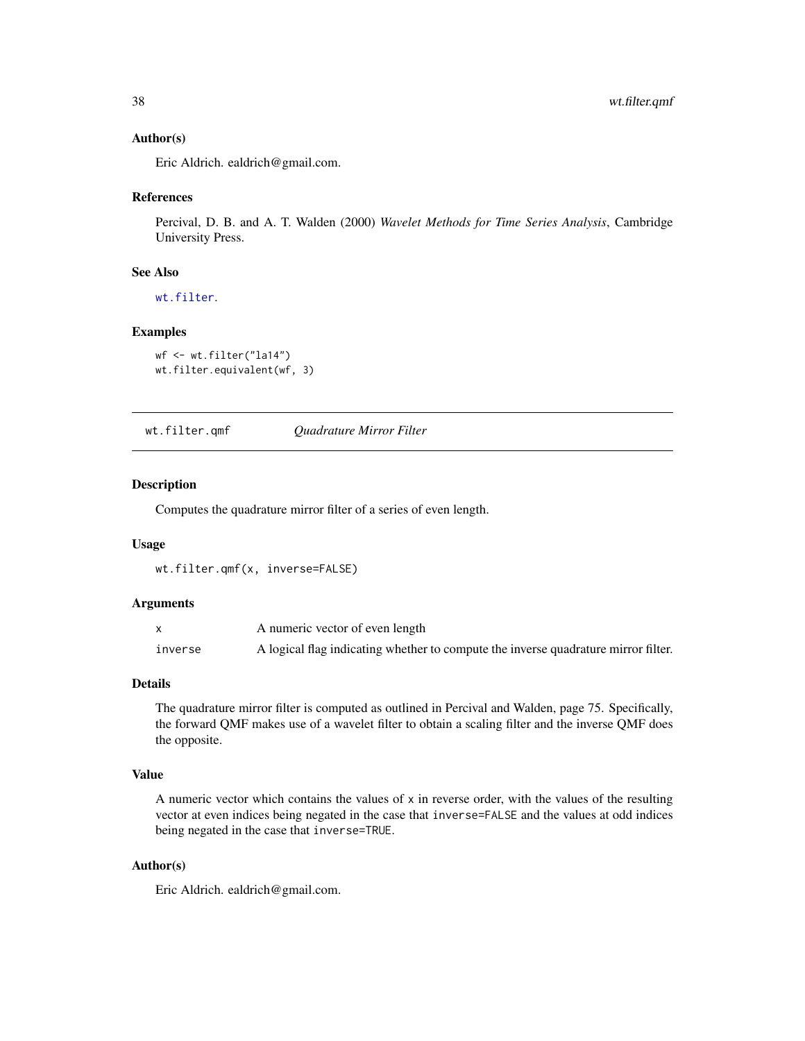### Author(s)

Eric Aldrich. ealdrich@gmail.com.

### References

Percival, D. B. and A. T. Walden (2000) *Wavelet Methods for Time Series Analysis*, Cambridge University Press.

### See Also

`wt.filter`.

### Examples

```
wf <- wt.filter("la14")
wt.filter.equivalent(wf, 3)
```

---

## wt.filter.qmf    *Quadrature Mirror Filter*

---

### Description

Computes the quadrature mirror filter of a series of even length.

### Usage

```
wt.filter.qmf(x, inverse=FALSE)
```

### Arguments

| | |
|---|---|
| `x` | A numeric vector of even length |
| `inverse` | A logical flag indicating whether to compute the inverse quadrature mirror filter. |

### Details

The quadrature mirror filter is computed as outlined in Percival and Walden, page 75. Specifically, the forward QMF makes use of a wavelet filter to obtain a scaling filter and the inverse QMF does the opposite.

### Value

A numeric vector which contains the values of `x` in reverse order, with the values of the resulting vector at even indices being negated in the case that `inverse=FALSE` and the values at odd indices being negated in the case that `inverse=TRUE`.

### Author(s)

Eric Aldrich. ealdrich@gmail.com.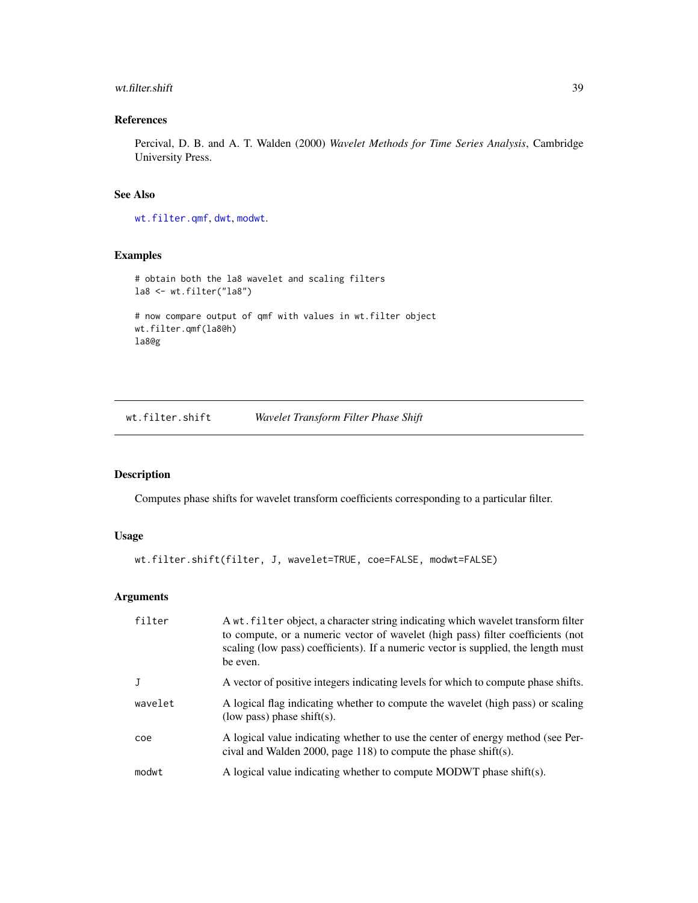## References

Percival, D. B. and A. T. Walden (2000) *Wavelet Methods for Time Series Analysis*, Cambridge University Press.

## See Also

wt.filter.qmf, dwt, modwt.

## Examples

```
# obtain both the la8 wavelet and scaling filters
la8 <- wt.filter("la8")

# now compare output of qmf with values in wt.filter object
wt.filter.qmf(la8@h)
la8@g
```

---

# wt.filter.shift — *Wavelet Transform Filter Phase Shift*

## Description

Computes phase shifts for wavelet transform coefficients corresponding to a particular filter.

## Usage

```
wt.filter.shift(filter, J, wavelet=TRUE, coe=FALSE, modwt=FALSE)
```

## Arguments

| | |
|---|---|
| filter | A wt.filter object, a character string indicating which wavelet transform filter to compute, or a numeric vector of wavelet (high pass) filter coefficients (not scaling (low pass) coefficients). If a numeric vector is supplied, the length must be even. |
| J | A vector of positive integers indicating levels for which to compute phase shifts. |
| wavelet | A logical flag indicating whether to compute the wavelet (high pass) or scaling (low pass) phase shift(s). |
| coe | A logical value indicating whether to use the center of energy method (see Percival and Walden 2000, page 118) to compute the phase shift(s). |
| modwt | A logical value indicating whether to compute MODWT phase shift(s). |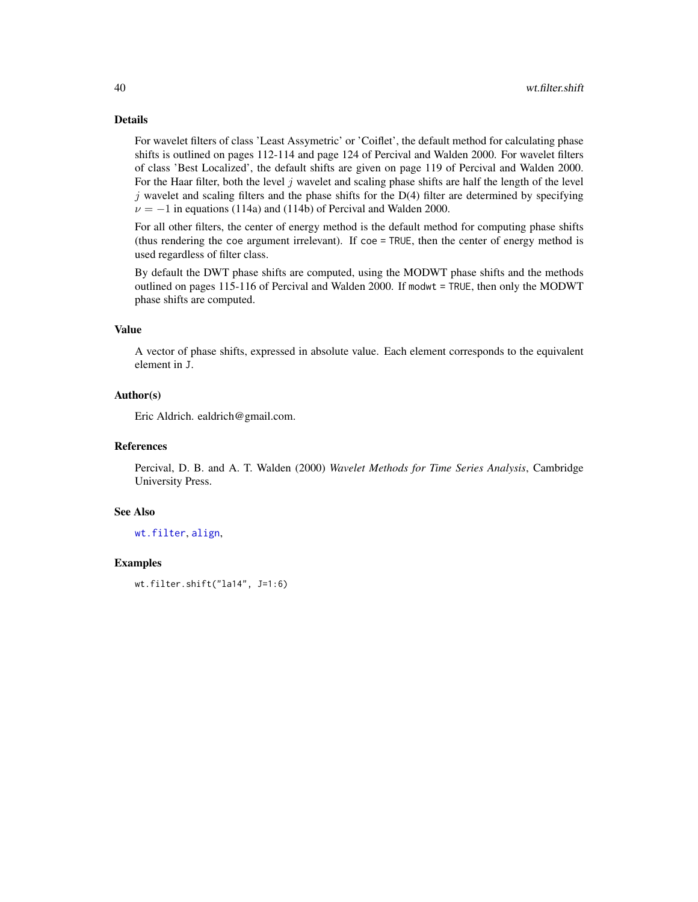## Details

For wavelet filters of class 'Least Assymetric' or 'Coiflet', the default method for calculating phase shifts is outlined on pages 112-114 and page 124 of Percival and Walden 2000. For wavelet filters of class 'Best Localized', the default shifts are given on page 119 of Percival and Walden 2000. For the Haar filter, both the level $j$ wavelet and scaling phase shifts are half the length of the level $j$ wavelet and scaling filters and the phase shifts for the D(4) filter are determined by specifying $\nu = -1$ in equations (114a) and (114b) of Percival and Walden 2000.

For all other filters, the center of energy method is the default method for computing phase shifts (thus rendering the `coe` argument irrelevant). If `coe = TRUE`, then the center of energy method is used regardless of filter class.

By default the DWT phase shifts are computed, using the MODWT phase shifts and the methods outlined on pages 115-116 of Percival and Walden 2000. If `modwt = TRUE`, then only the MODWT phase shifts are computed.

## Value

A vector of phase shifts, expressed in absolute value. Each element corresponds to the equivalent element in `J`.

## Author(s)

Eric Aldrich. ealdrich@gmail.com.

## References

Percival, D. B. and A. T. Walden (2000) *Wavelet Methods for Time Series Analysis*, Cambridge University Press.

## See Also

`wt.filter`, `align`,

## Examples

```
wt.filter.shift("la14", J=1:6)
```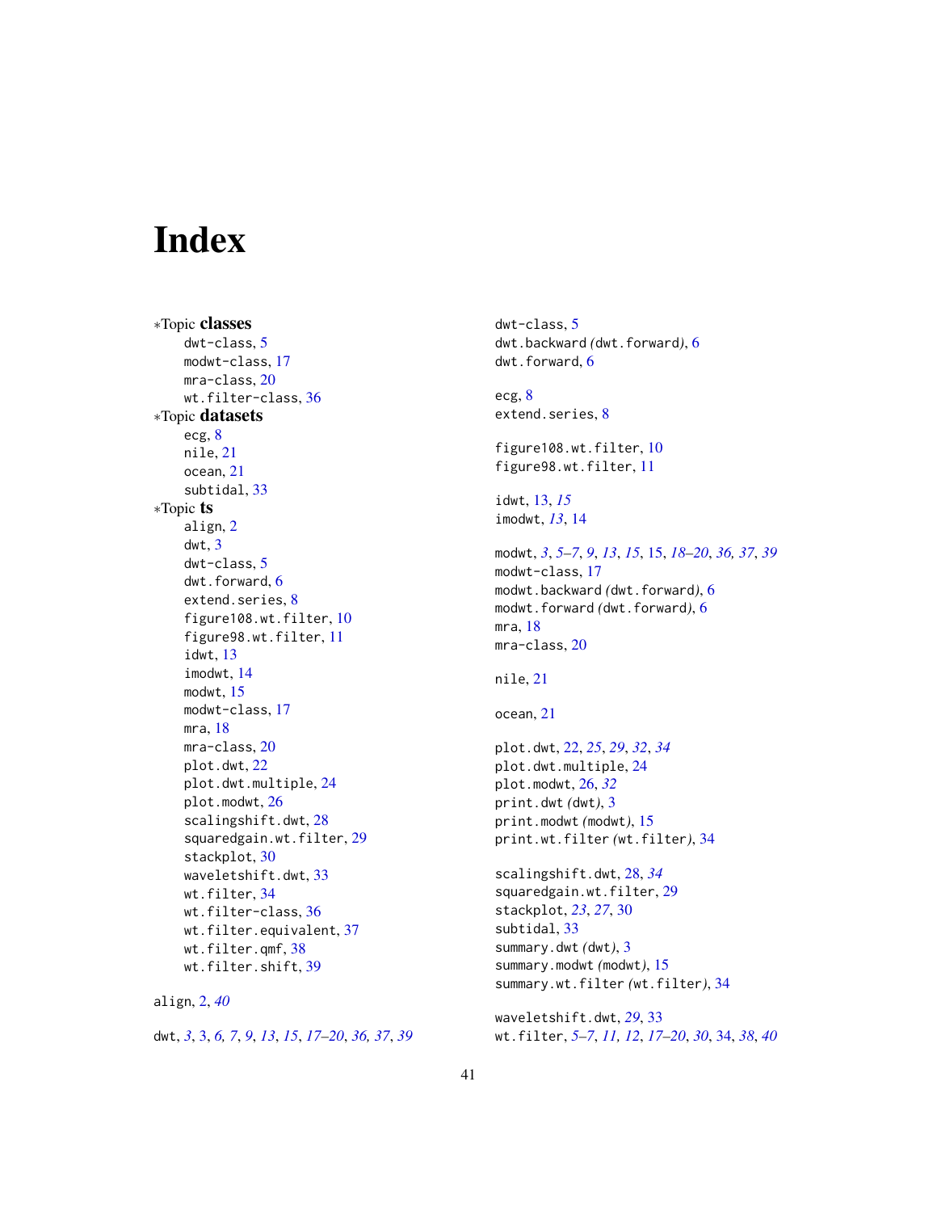# Index

∗Topic **classes**
- dwt-class, 5
- modwt-class, 17
- mra-class, 20
- wt.filter-class, 36

∗Topic **datasets**
- ecg, 8
- nile, 21
- ocean, 21
- subtidal, 33

∗Topic **ts**
- align, 2
- dwt, 3
- dwt-class, 5
- dwt.forward, 6
- extend.series, 8
- figure108.wt.filter, 10
- figure98.wt.filter, 11
- idwt, 13
- imodwt, 14
- modwt, 15
- modwt-class, 17
- mra, 18
- mra-class, 20
- plot.dwt, 22
- plot.dwt.multiple, 24
- plot.modwt, 26
- scalingshift.dwt, 28
- squaredgain.wt.filter, 29
- stackplot, 30
- waveletshift.dwt, 33
- wt.filter, 34
- wt.filter-class, 36
- wt.filter.equivalent, 37
- wt.filter.qmf, 38
- wt.filter.shift, 39

align, 2, *40*

dwt, *3*, 3, *6, 7*, *9*, *13*, *15*, *17–20*, *36, 37*, *39*
dwt-class, 5
dwt.backward (dwt.forward), 6
dwt.forward, 6

ecg, 8
extend.series, 8

figure108.wt.filter, 10
figure98.wt.filter, 11

idwt, 13, *15*
imodwt, *13*, 14

modwt, *3*, *5–7*, *9*, *13*, *15*, 15, *18–20*, *36, 37*, *39*
modwt-class, 17
modwt.backward (dwt.forward), 6
modwt.forward (dwt.forward), 6
mra, 18
mra-class, 20

nile, 21

ocean, 21

plot.dwt, 22, *25*, *29*, *32*, *34*
plot.dwt.multiple, 24
plot.modwt, 26, *32*
print.dwt (dwt), 3
print.modwt (modwt), 15
print.wt.filter (wt.filter), 34

scalingshift.dwt, 28, *34*
squaredgain.wt.filter, 29
stackplot, *23*, *27*, 30
subtidal, 33
summary.dwt (dwt), 3
summary.modwt (modwt), 15
summary.wt.filter (wt.filter), 34

waveletshift.dwt, *29*, 33
wt.filter, *5–7*, *11, 12*, *17–20*, *30*, 34, *38*, *40*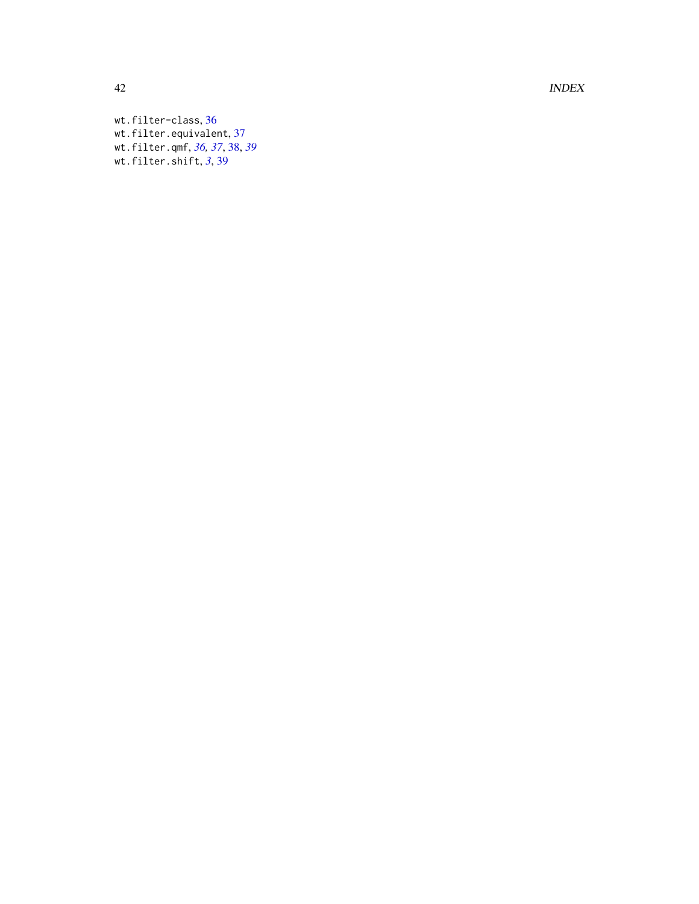wt.filter-class, 36
wt.filter.equivalent, 37
wt.filter.qmf, *36, 37*, 38, *39*
wt.filter.shift, *3*, 39